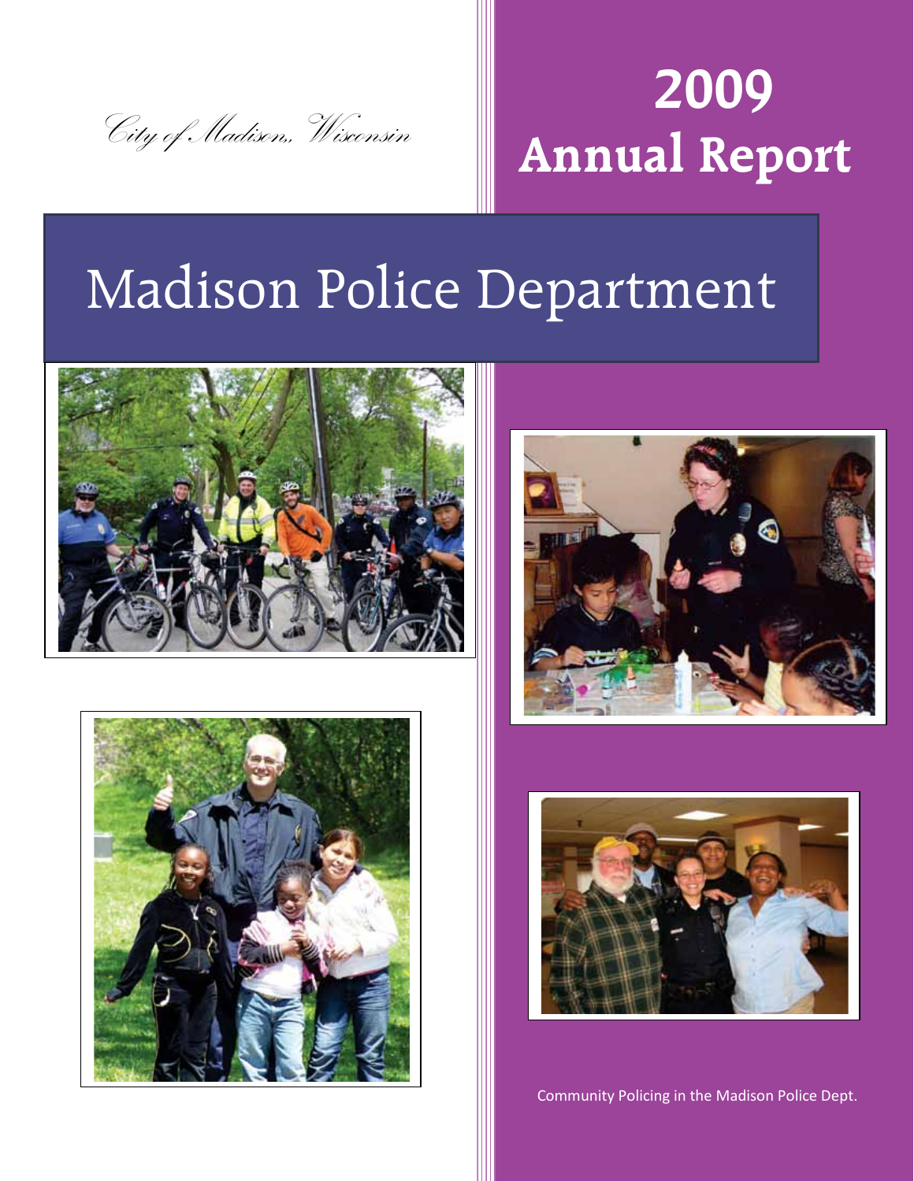*City of Madison, Wisconsin*

# 2009 Annual Report

# Madison Police Department

Community Policing in the Madison Police Dept.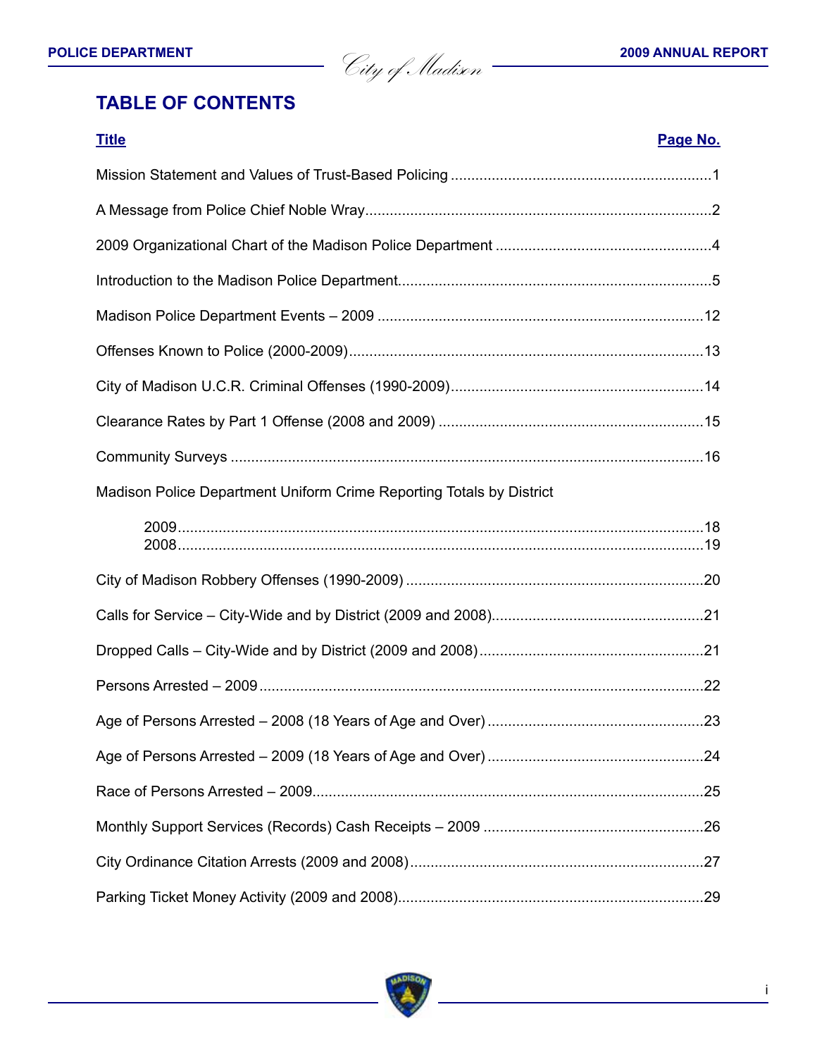# TABLE OF CONTENTS

| Title | Page No. |
|---|---|
| Mission Statement and Values of Trust-Based Policing | 1 |
| A Message from Police Chief Noble Wray | 2 |
| 2009 Organizational Chart of the Madison Police Department | 4 |
| Introduction to the Madison Police Department | 5 |
| Madison Police Department Events – 2009 | 12 |
| Offenses Known to Police (2000-2009) | 13 |
| City of Madison U.C.R. Criminal Offenses (1990-2009) | 14 |
| Clearance Rates by Part 1 Offense (2008 and 2009) | 15 |
| Community Surveys | 16 |
| Madison Police Department Uniform Crime Reporting Totals by District | |
| 2009 | 18 |
| 2008 | 19 |
| City of Madison Robbery Offenses (1990-2009) | 20 |
| Calls for Service – City-Wide and by District (2009 and 2008) | 21 |
| Dropped Calls – City-Wide and by District (2009 and 2008) | 21 |
| Persons Arrested – 2009 | 22 |
| Age of Persons Arrested – 2008 (18 Years of Age and Over) | 23 |
| Age of Persons Arrested – 2009 (18 Years of Age and Over) | 24 |
| Race of Persons Arrested – 2009 | 25 |
| Monthly Support Services (Records) Cash Receipts – 2009 | 26 |
| City Ordinance Citation Arrests (2009 and 2008) | 27 |
| Parking Ticket Money Activity (2009 and 2008) | 29 |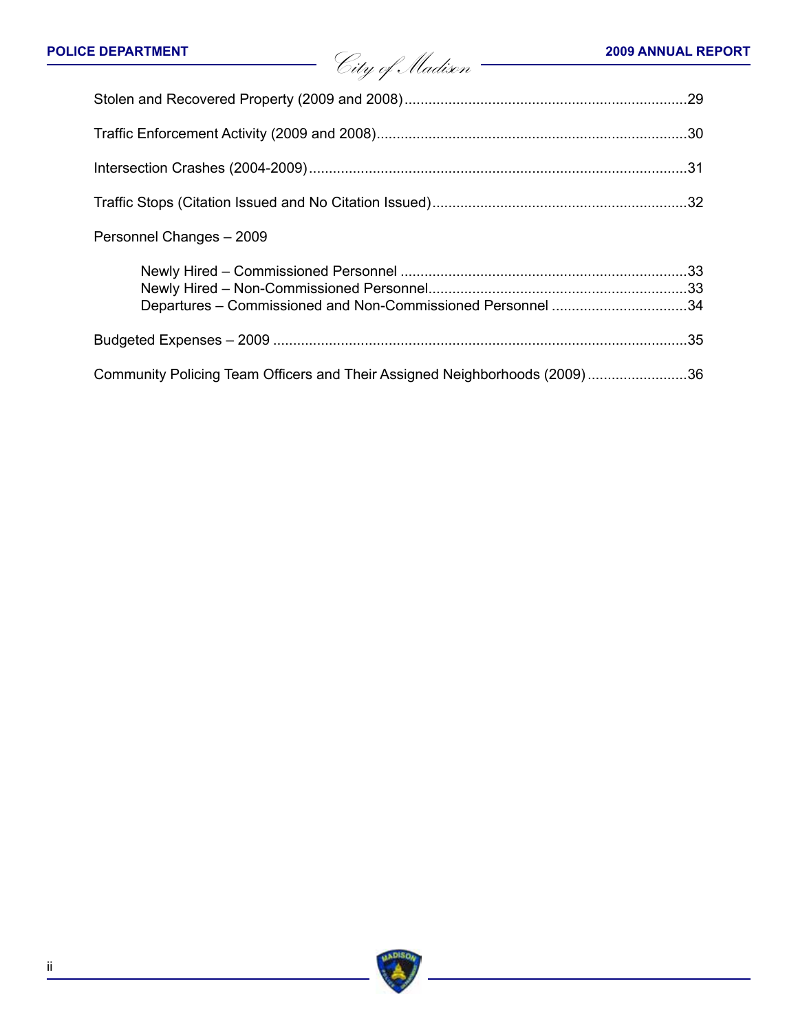Stolen and Recovered Property (2009 and 2008) ........................................................................ 29

Traffic Enforcement Activity (2009 and 2008) ........................................................................ 30

Intersection Crashes (2004-2009) ........................................................................................ 31

Traffic Stops (Citation Issued and No Citation Issued) ......................................................... 32

Personnel Changes – 2009

- Newly Hired – Commissioned Personnel ......................................................................... 33
- Newly Hired – Non-Commissioned Personnel .................................................................. 33
- Departures – Commissioned and Non-Commissioned Personnel ..................................... 34

Budgeted Expenses – 2009 ................................................................................................... 35

Community Policing Team Officers and Their Assigned Neighborhoods (2009) ....................... 36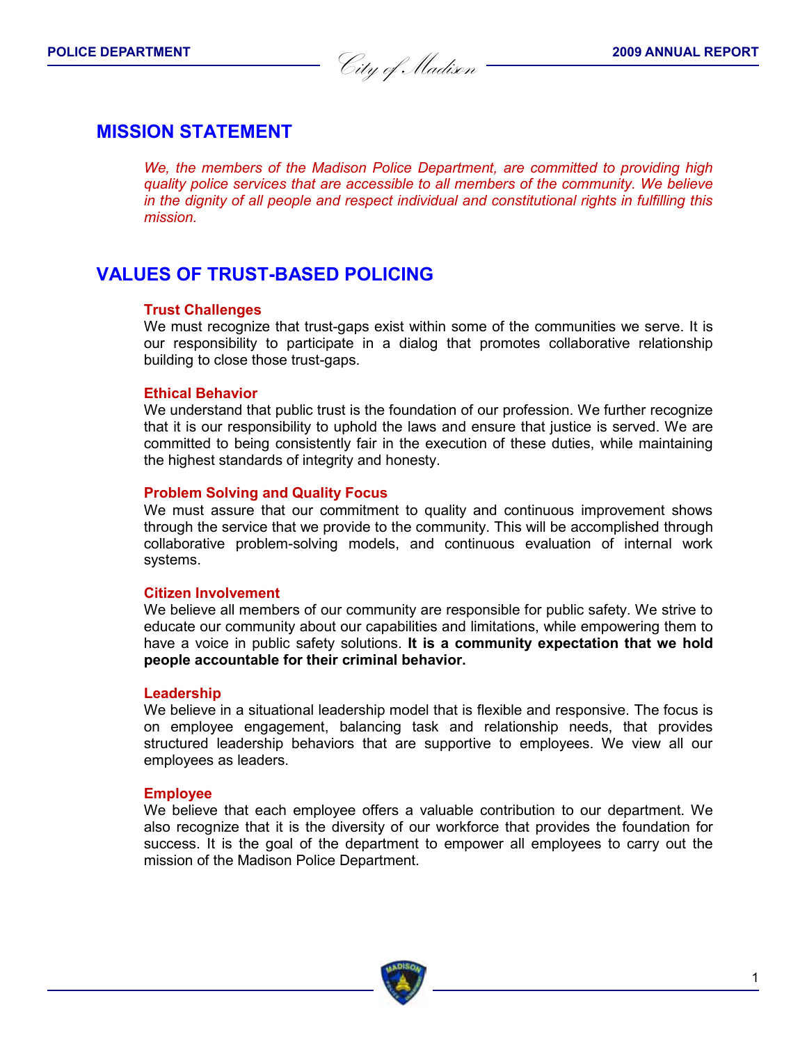## MISSION STATEMENT

*We, the members of the Madison Police Department, are committed to providing high quality police services that are accessible to all members of the community. We believe in the dignity of all people and respect individual and constitutional rights in fulfilling this mission.*

## VALUES OF TRUST-BASED POLICING

### Trust Challenges

We must recognize that trust-gaps exist within some of the communities we serve. It is our responsibility to participate in a dialog that promotes collaborative relationship building to close those trust-gaps.

### Ethical Behavior

We understand that public trust is the foundation of our profession. We further recognize that it is our responsibility to uphold the laws and ensure that justice is served. We are committed to being consistently fair in the execution of these duties, while maintaining the highest standards of integrity and honesty.

### Problem Solving and Quality Focus

We must assure that our commitment to quality and continuous improvement shows through the service that we provide to the community. This will be accomplished through collaborative problem-solving models, and continuous evaluation of internal work systems.

### Citizen Involvement

We believe all members of our community are responsible for public safety. We strive to educate our community about our capabilities and limitations, while empowering them to have a voice in public safety solutions. **It is a community expectation that we hold people accountable for their criminal behavior.**

### Leadership

We believe in a situational leadership model that is flexible and responsive. The focus is on employee engagement, balancing task and relationship needs, that provides structured leadership behaviors that are supportive to employees. We view all our employees as leaders.

### Employee

We believe that each employee offers a valuable contribution to our department. We also recognize that it is the diversity of our workforce that provides the foundation for success. It is the goal of the department to empower all employees to carry out the mission of the Madison Police Department.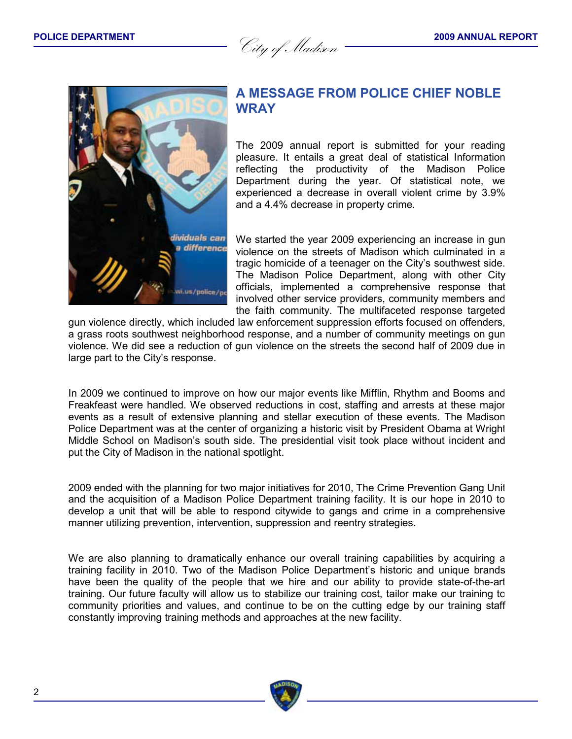## A MESSAGE FROM POLICE CHIEF NOBLE WRAY

The 2009 annual report is submitted for your reading pleasure. It entails a great deal of statistical Information reflecting the productivity of the Madison Police Department during the year. Of statistical note, we experienced a decrease in overall violent crime by 3.9% and a 4.4% decrease in property crime.

We started the year 2009 experiencing an increase in gun violence on the streets of Madison which culminated in a tragic homicide of a teenager on the City's southwest side. The Madison Police Department, along with other City officials, implemented a comprehensive response that involved other service providers, community members and the faith community. The multifaceted response targeted gun violence directly, which included law enforcement suppression efforts focused on offenders, a grass roots southwest neighborhood response, and a number of community meetings on gun violence. We did see a reduction of gun violence on the streets the second half of 2009 due in large part to the City's response.

In 2009 we continued to improve on how our major events like Mifflin, Rhythm and Booms and Freakfeast were handled. We observed reductions in cost, staffing and arrests at these major events as a result of extensive planning and stellar execution of these events. The Madison Police Department was at the center of organizing a historic visit by President Obama at Wright Middle School on Madison's south side. The presidential visit took place without incident and put the City of Madison in the national spotlight.

2009 ended with the planning for two major initiatives for 2010, The Crime Prevention Gang Unit and the acquisition of a Madison Police Department training facility. It is our hope in 2010 to develop a unit that will be able to respond citywide to gangs and crime in a comprehensive manner utilizing prevention, intervention, suppression and reentry strategies.

We are also planning to dramatically enhance our overall training capabilities by acquiring a training facility in 2010. Two of the Madison Police Department's historic and unique brands have been the quality of the people that we hire and our ability to provide state-of-the-art training. Our future faculty will allow us to stabilize our training cost, tailor make our training to community priorities and values, and continue to be on the cutting edge by our training staff constantly improving training methods and approaches at the new facility.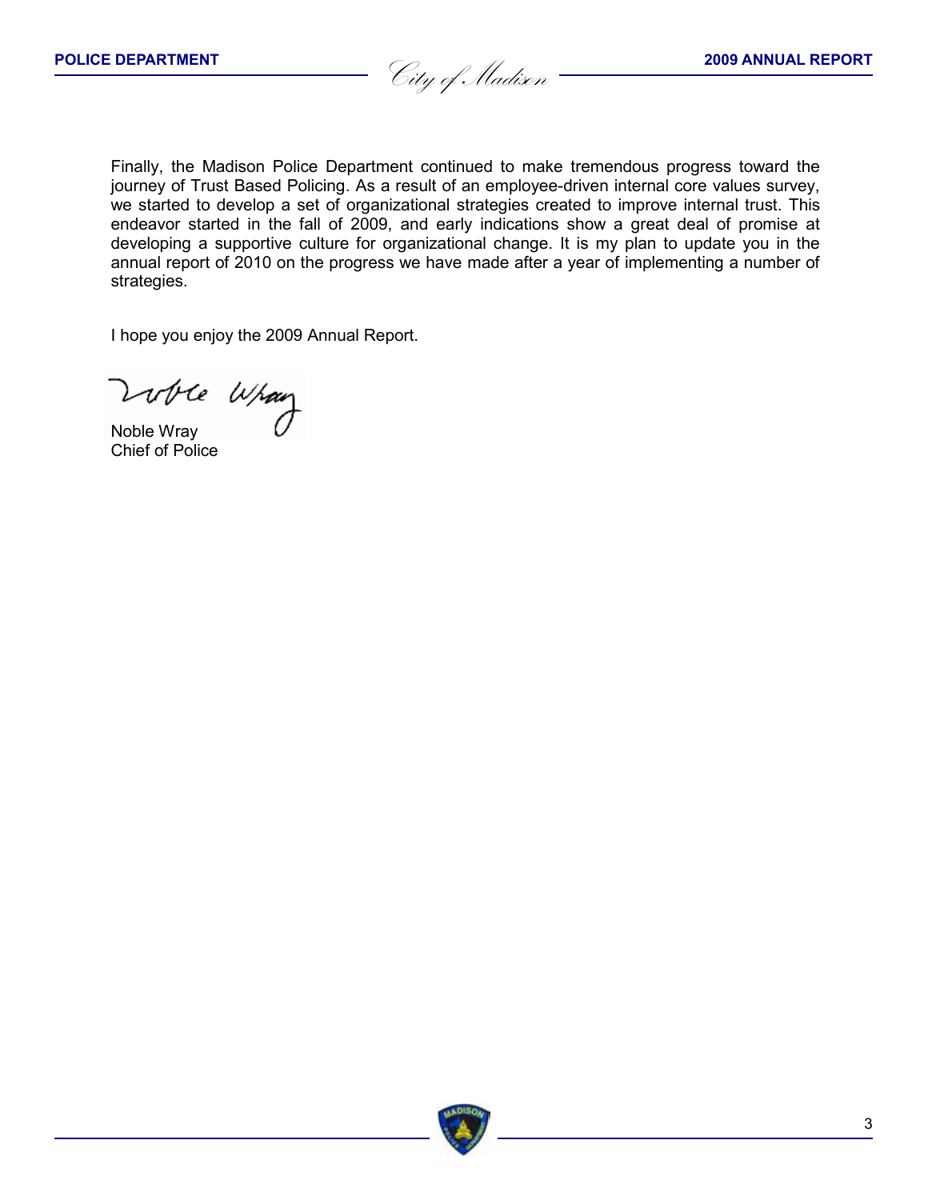Finally, the Madison Police Department continued to make tremendous progress toward the journey of Trust Based Policing. As a result of an employee-driven internal core values survey, we started to develop a set of organizational strategies created to improve internal trust. This endeavor started in the fall of 2009, and early indications show a great deal of promise at developing a supportive culture for organizational change. It is my plan to update you in the annual report of 2010 on the progress we have made after a year of implementing a number of strategies.

I hope you enjoy the 2009 Annual Report.

Noble Wray
Chief of Police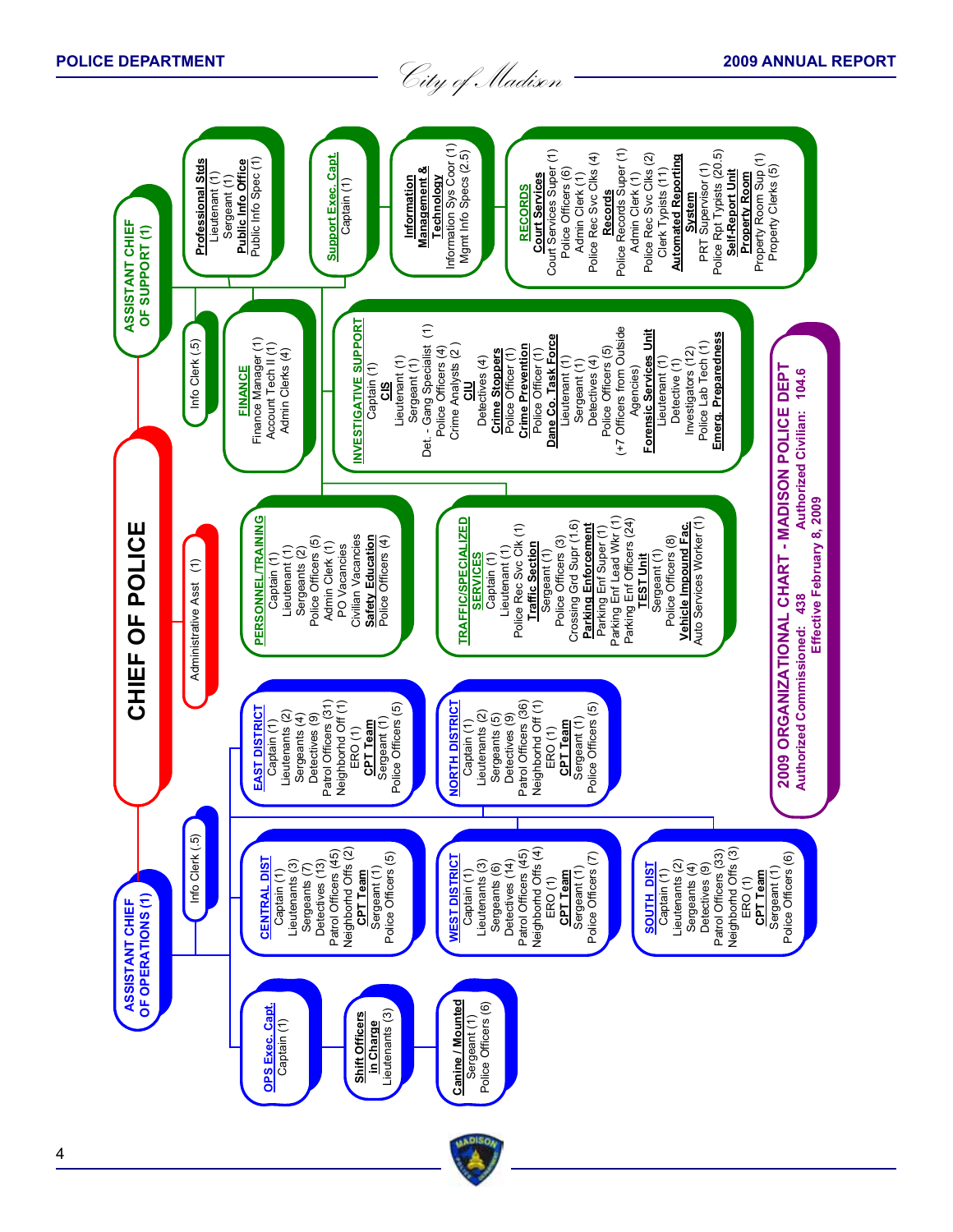# 2009 ORGANIZATIONAL CHART - MADISON POLICE DEPT

Authorized Commissioned: 438 Authorized Civilian: 104.6

Effective February 8, 2009

## CHIEF OF POLICE

Administrative Asst (1)

### ASSISTANT CHIEF OF SUPPORT (1)

Info Clerk (.5)

**Professional Stds**
- Lieutenant (1)
- Sergeant (1)

**Public Info Office**
- Public Info Spec (1)

**Support Exec. Capt.**
- Captain (1)

**Information Management & Technology**
- Information Sys Coor (1)
- Mgmt Info Specs (2.5)

**RECORDS**

**Court Services**
- Court Services Super (1)
- Police Officers (6)
- Admin Clerk (1)
- Police Rec Svc Clks (4)

**Records**
- Police Records Super (1)
- Admin Clerk (1)
- Police Rec Svc Clks (2)
- Clerk Typists (11)

**Automated Reporting System**
- PRT Supervisor (1)
- Police Rpt Typists (20.5)

**Self-Report Unit**

**Property Room**
- Property Room Sup (1)
- Property Clerks (5)

**FINANCE**
- Finance Manager (1)
- Account Tech II (1)
- Admin Clerks (4)

**INVESTIGATIVE SUPPORT**
- Captain (1)

**CIS**
- Lieutenant (1)
- Sergeant (1)
- Det. - Gang Specialist (1)
- Police Officers (4)
- Crime Analysts (2)

**CIU**
- Detectives (4)

**Crime Stoppers**
- Police Officer (1)

**Crime Prevention**
- Police Officer (1)

**Dane Co. Task Force**
- Lieutenant (1)
- Sergeant (1)
- Detectives (4)
- Police Officers (5)
- (+7 Officers from Outside Agencies)

**Forensic Services Unit**
- Lieutenant (1)
- Detective (1)
- Investigators (12)
- Police Lab Tech (1)

**Emerg. Preparedness**

**PERSONNEL/TRAINING**
- Captain (1)
- Lieutenant (1)
- Sergeants (2)
- Police Officers (5)
- Admin Clerk (1)
- PO Vacancies
- Civilian Vacancies

**Safety Education**
- Police Officers (4)

**TRAFFIC/SPECIALIZED SERVICES**
- Captain (1)
- Lieutenant (1)
- Police Rec Svc Clk (1)

**Traffic Section**
- Sergeant (1)
- Police Officers (3)
- Crossing Grd Supr (1.6)

**Parking Enforcement**
- Parking Enf Super (1)
- Parking Enf Lead Wkr (1)
- Parking Enf Officers (24)

**TEST Unit**
- Sergeant (1)
- Police Officers (8)

**Vehicle Impound Fac.**
- Auto Services Worker (1)

### ASSISTANT CHIEF OF OPERATIONS (1)

Info Clerk (.5)

**OPS Exec. Capt.**
- Captain (1)

**Shift Officers in Charge**
- Lieutenants (3)

**Canine / Mounted**
- Sergeant (1)
- Police Officers (6)

**CENTRAL DIST**
- Captain (1)
- Lieutenants (3)
- Sergeants (7)
- Detectives (13)
- Patrol Officers (45)
- Neighborhd Offs (2)

**CPT Team**
- Sergeant (1)
- Police Officers (5)

**WEST DISTRICT**
- Captain (1)
- Lieutenants (3)
- Sergeants (6)
- Detectives (14)
- Patrol Officers (45)
- Neighborhd Offs (4)
- ERO (1)

**CPT Team**
- Sergeant (1)
- Police Officers (7)

**SOUTH DIST**
- Captain (1)
- Lieutenants (2)
- Sergeants (4)
- Detectives (9)
- Patrol Officers (33)
- Neighborhd Offs (3)
- ERO (1)

**CPT Team**
- Sergeant (1)
- Police Officers (6)

**EAST DISTRICT**
- Captain (1)
- Lieutenants (2)
- Sergeants (4)
- Detectives (9)
- Patrol Officers (31)
- Neighborhd Off (1)
- ERO (1)

**CPT Team**
- Sergeant (1)
- Police Officers (5)

**NORTH DISTRICT**
- Captain (1)
- Lieutenants (2)
- Sergeants (5)
- Detectives (9)
- Patrol Officers (36)
- Neighborhd Off (1)
- ERO (1)

**CPT Team**
- Sergeant (1)
- Police Officers (5)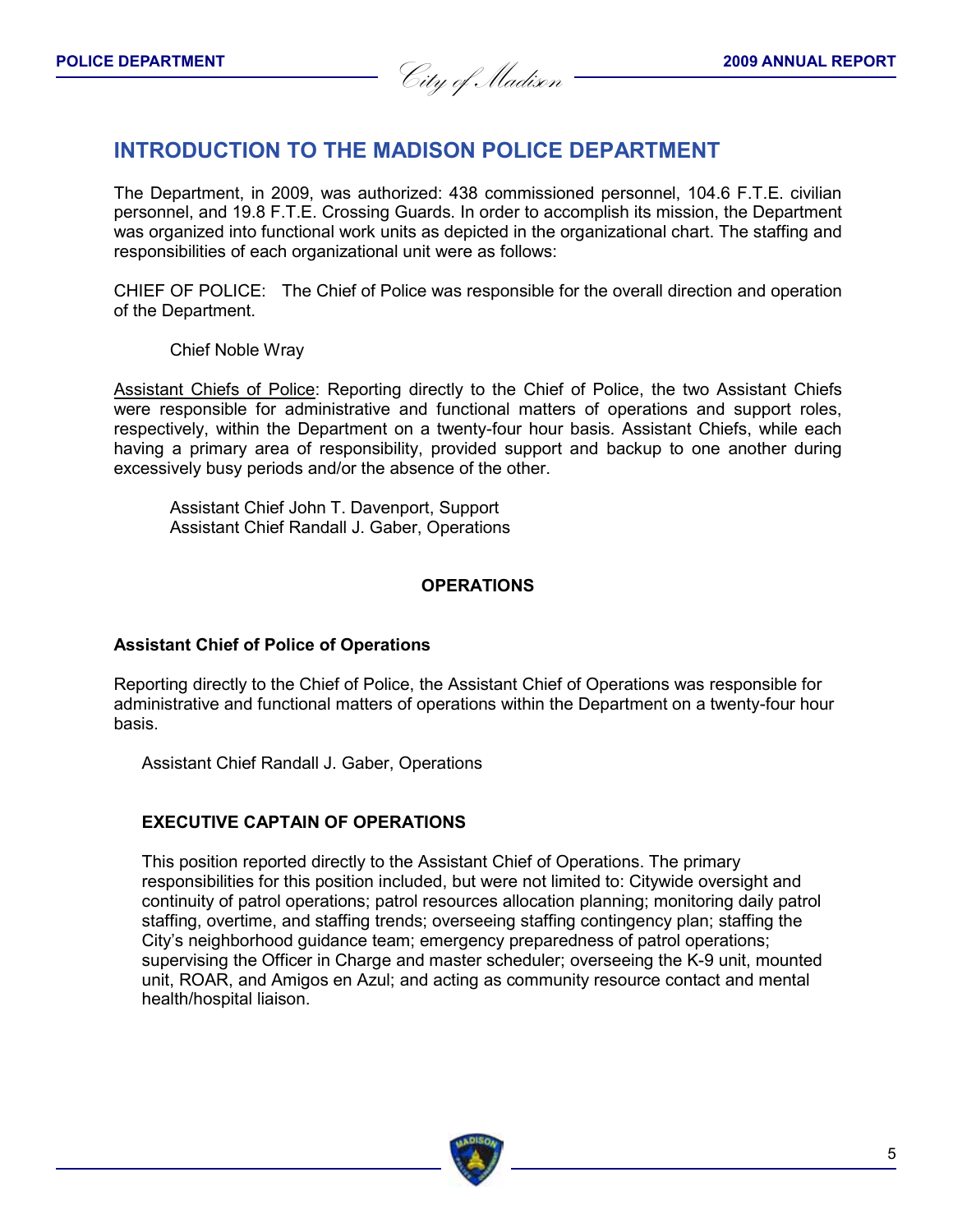# INTRODUCTION TO THE MADISON POLICE DEPARTMENT

The Department, in 2009, was authorized: 438 commissioned personnel, 104.6 F.T.E. civilian personnel, and 19.8 F.T.E. Crossing Guards. In order to accomplish its mission, the Department was organized into functional work units as depicted in the organizational chart. The staffing and responsibilities of each organizational unit were as follows:

CHIEF OF POLICE: The Chief of Police was responsible for the overall direction and operation of the Department.

Chief Noble Wray

Assistant Chiefs of Police: Reporting directly to the Chief of Police, the two Assistant Chiefs were responsible for administrative and functional matters of operations and support roles, respectively, within the Department on a twenty-four hour basis. Assistant Chiefs, while each having a primary area of responsibility, provided support and backup to one another during excessively busy periods and/or the absence of the other.

Assistant Chief John T. Davenport, Support
Assistant Chief Randall J. Gaber, Operations

## OPERATIONS

### Assistant Chief of Police of Operations

Reporting directly to the Chief of Police, the Assistant Chief of Operations was responsible for administrative and functional matters of operations within the Department on a twenty-four hour basis.

Assistant Chief Randall J. Gaber, Operations

### EXECUTIVE CAPTAIN OF OPERATIONS

This position reported directly to the Assistant Chief of Operations. The primary responsibilities for this position included, but were not limited to: Citywide oversight and continuity of patrol operations; patrol resources allocation planning; monitoring daily patrol staffing, overtime, and staffing trends; overseeing staffing contingency plan; staffing the City's neighborhood guidance team; emergency preparedness of patrol operations; supervising the Officer in Charge and master scheduler; overseeing the K-9 unit, mounted unit, ROAR, and Amigos en Azul; and acting as community resource contact and mental health/hospital liaison.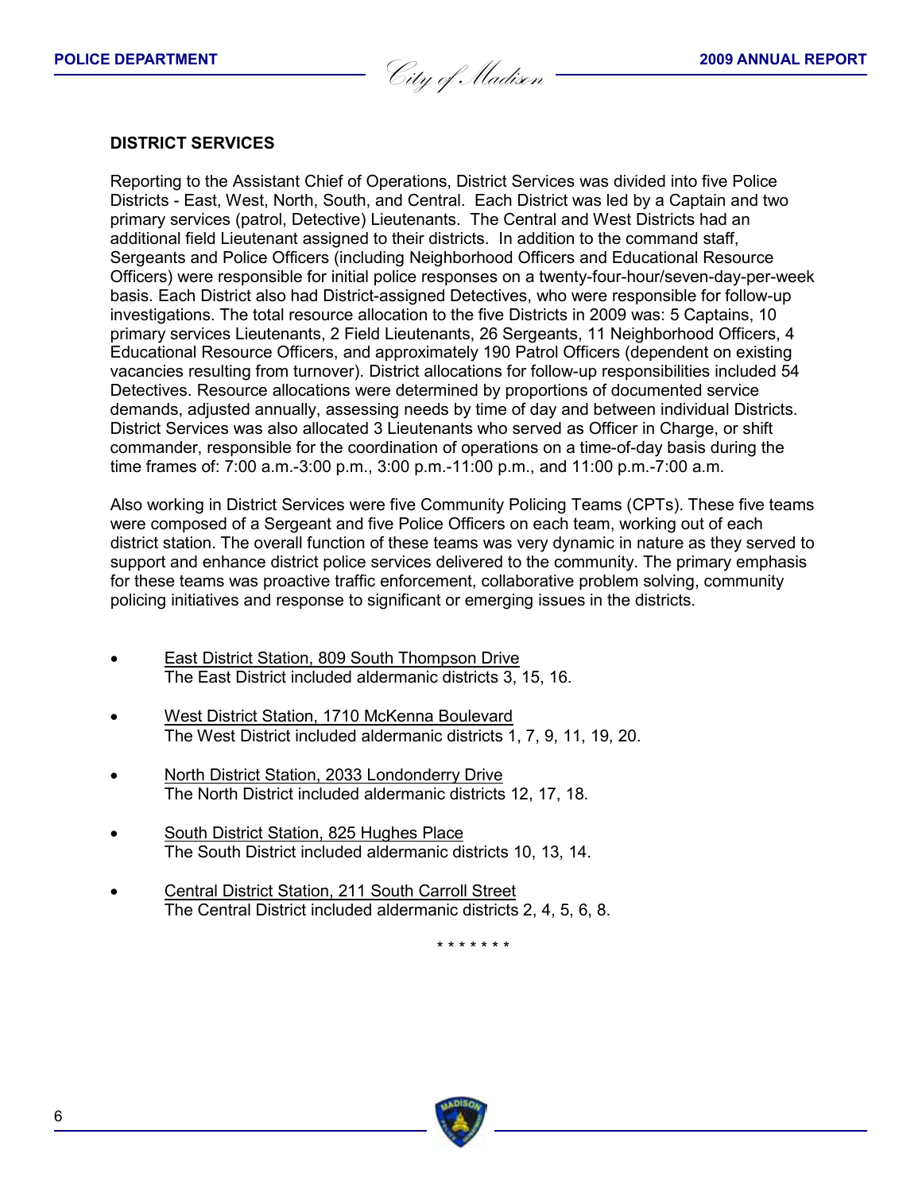## DISTRICT SERVICES

Reporting to the Assistant Chief of Operations, District Services was divided into five Police Districts - East, West, North, South, and Central. Each District was led by a Captain and two primary services (patrol, Detective) Lieutenants. The Central and West Districts had an additional field Lieutenant assigned to their districts. In addition to the command staff, Sergeants and Police Officers (including Neighborhood Officers and Educational Resource Officers) were responsible for initial police responses on a twenty-four-hour/seven-day-per-week basis. Each District also had District-assigned Detectives, who were responsible for follow-up investigations. The total resource allocation to the five Districts in 2009 was: 5 Captains, 10 primary services Lieutenants, 2 Field Lieutenants, 26 Sergeants, 11 Neighborhood Officers, 4 Educational Resource Officers, and approximately 190 Patrol Officers (dependent on existing vacancies resulting from turnover). District allocations for follow-up responsibilities included 54 Detectives. Resource allocations were determined by proportions of documented service demands, adjusted annually, assessing needs by time of day and between individual Districts. District Services was also allocated 3 Lieutenants who served as Officer in Charge, or shift commander, responsible for the coordination of operations on a time-of-day basis during the time frames of: 7:00 a.m.-3:00 p.m., 3:00 p.m.-11:00 p.m., and 11:00 p.m.-7:00 a.m.

Also working in District Services were five Community Policing Teams (CPTs). These five teams were composed of a Sergeant and five Police Officers on each team, working out of each district station. The overall function of these teams was very dynamic in nature as they served to support and enhance district police services delivered to the community. The primary emphasis for these teams was proactive traffic enforcement, collaborative problem solving, community policing initiatives and response to significant or emerging issues in the districts.

- East District Station, 809 South Thompson Drive
  The East District included aldermanic districts 3, 15, 16.

- West District Station, 1710 McKenna Boulevard
  The West District included aldermanic districts 1, 7, 9, 11, 19, 20.

- North District Station, 2033 Londonderry Drive
  The North District included aldermanic districts 12, 17, 18.

- South District Station, 825 Hughes Place
  The South District included aldermanic districts 10, 13, 14.

- Central District Station, 211 South Carroll Street
  The Central District included aldermanic districts 2, 4, 5, 6, 8.

\* \* \* \* \* \* \*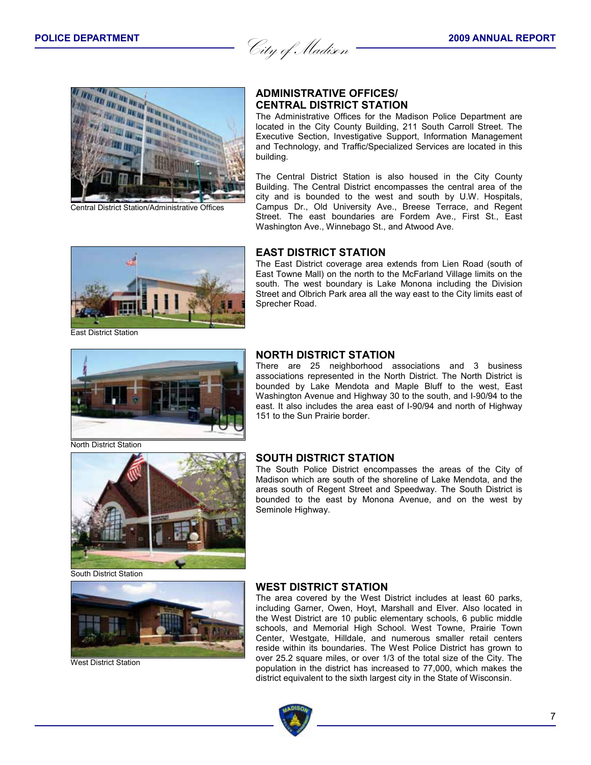Central District Station/Administrative Offices

## ADMINISTRATIVE OFFICES/ CENTRAL DISTRICT STATION

The Administrative Offices for the Madison Police Department are located in the City County Building, 211 South Carroll Street. The Executive Section, Investigative Support, Information Management and Technology, and Traffic/Specialized Services are located in this building.

The Central District Station is also housed in the City County Building. The Central District encompasses the central area of the city and is bounded to the west and south by U.W. Hospitals, Campus Dr., Old University Ave., Breese Terrace, and Regent Street. The east boundaries are Fordem Ave., First St., East Washington Ave., Winnebago St., and Atwood Ave.

East District Station

## EAST DISTRICT STATION

The East District coverage area extends from Lien Road (south of East Towne Mall) on the north to the McFarland Village limits on the south. The west boundary is Lake Monona including the Division Street and Olbrich Park area all the way east to the City limits east of Sprecher Road.

North District Station

## NORTH DISTRICT STATION

There are 25 neighborhood associations and 3 business associations represented in the North District. The North District is bounded by Lake Mendota and Maple Bluff to the west, East Washington Avenue and Highway 30 to the south, and I-90/94 to the east. It also includes the area east of I-90/94 and north of Highway 151 to the Sun Prairie border.

South District Station

## SOUTH DISTRICT STATION

The South Police District encompasses the areas of the City of Madison which are south of the shoreline of Lake Mendota, and the areas south of Regent Street and Speedway. The South District is bounded to the east by Monona Avenue, and on the west by Seminole Highway.

West District Station

## WEST DISTRICT STATION

The area covered by the West District includes at least 60 parks, including Garner, Owen, Hoyt, Marshall and Elver. Also located in the West District are 10 public elementary schools, 6 public middle schools, and Memorial High School. West Towne, Prairie Town Center, Westgate, Hilldale, and numerous smaller retail centers reside within its boundaries. The West Police District has grown to over 25.2 square miles, or over 1/3 of the total size of the City. The population in the district has increased to 77,000, which makes the district equivalent to the sixth largest city in the State of Wisconsin.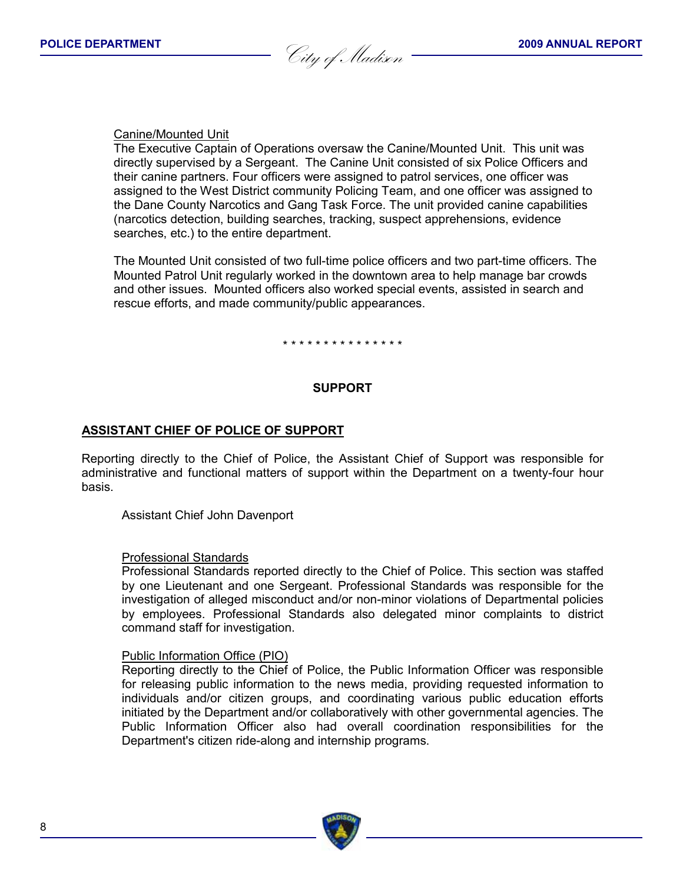Canine/Mounted Unit

The Executive Captain of Operations oversaw the Canine/Mounted Unit. This unit was directly supervised by a Sergeant. The Canine Unit consisted of six Police Officers and their canine partners. Four officers were assigned to patrol services, one officer was assigned to the West District community Policing Team, and one officer was assigned to the Dane County Narcotics and Gang Task Force. The unit provided canine capabilities (narcotics detection, building searches, tracking, suspect apprehensions, evidence searches, etc.) to the entire department.

The Mounted Unit consisted of two full-time police officers and two part-time officers. The Mounted Patrol Unit regularly worked in the downtown area to help manage bar crowds and other issues. Mounted officers also worked special events, assisted in search and rescue efforts, and made community/public appearances.

* * * * * * * * * * * * * * *

## SUPPORT

### ASSISTANT CHIEF OF POLICE OF SUPPORT

Reporting directly to the Chief of Police, the Assistant Chief of Support was responsible for administrative and functional matters of support within the Department on a twenty-four hour basis.

Assistant Chief John Davenport

Professional Standards

Professional Standards reported directly to the Chief of Police. This section was staffed by one Lieutenant and one Sergeant. Professional Standards was responsible for the investigation of alleged misconduct and/or non-minor violations of Departmental policies by employees. Professional Standards also delegated minor complaints to district command staff for investigation.

Public Information Office (PIO)

Reporting directly to the Chief of Police, the Public Information Officer was responsible for releasing public information to the news media, providing requested information to individuals and/or citizen groups, and coordinating various public education efforts initiated by the Department and/or collaboratively with other governmental agencies. The Public Information Officer also had overall coordination responsibilities for the Department's citizen ride-along and internship programs.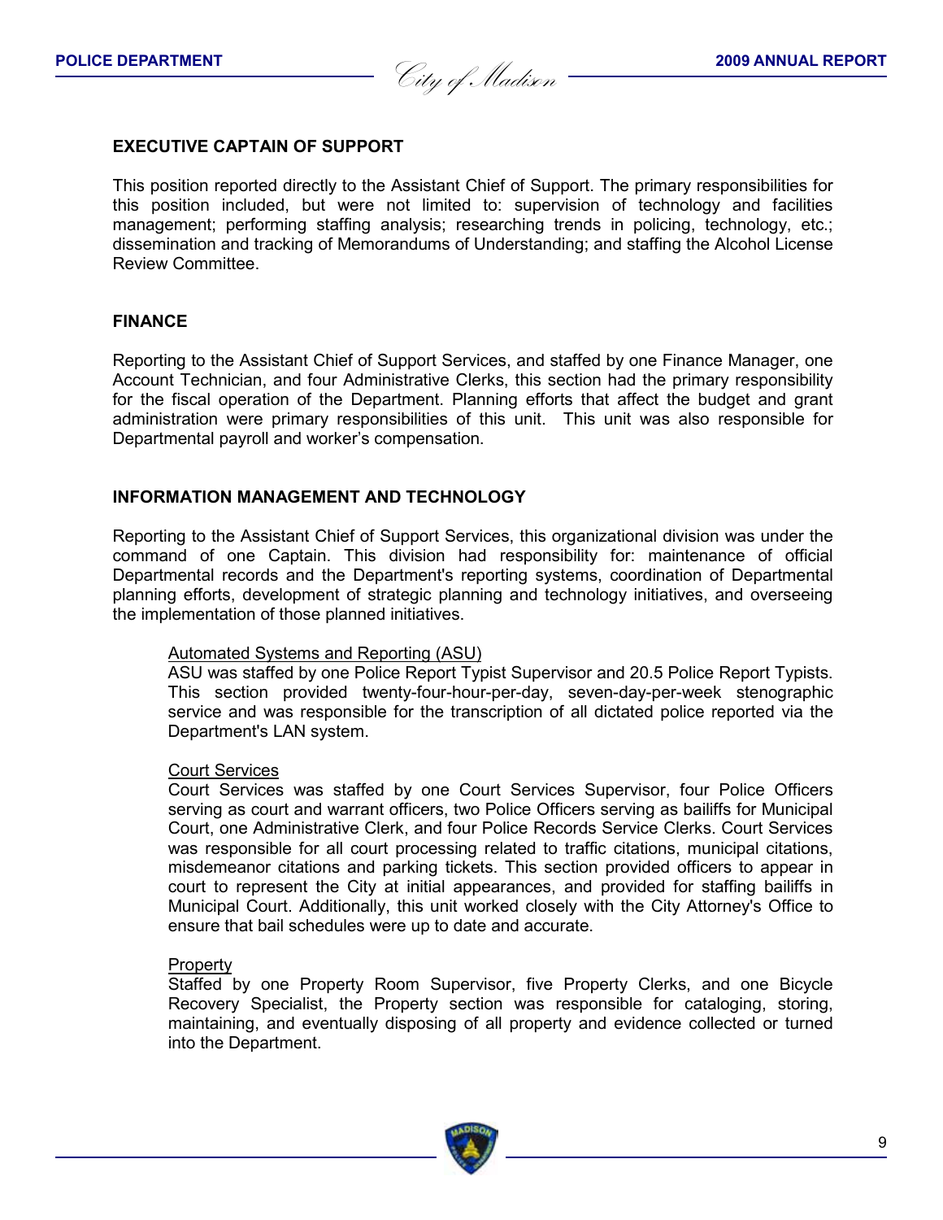## EXECUTIVE CAPTAIN OF SUPPORT

This position reported directly to the Assistant Chief of Support. The primary responsibilities for this position included, but were not limited to: supervision of technology and facilities management; performing staffing analysis; researching trends in policing, technology, etc.; dissemination and tracking of Memorandums of Understanding; and staffing the Alcohol License Review Committee.

## FINANCE

Reporting to the Assistant Chief of Support Services, and staffed by one Finance Manager, one Account Technician, and four Administrative Clerks, this section had the primary responsibility for the fiscal operation of the Department. Planning efforts that affect the budget and grant administration were primary responsibilities of this unit. This unit was also responsible for Departmental payroll and worker's compensation.

## INFORMATION MANAGEMENT AND TECHNOLOGY

Reporting to the Assistant Chief of Support Services, this organizational division was under the command of one Captain. This division had responsibility for: maintenance of official Departmental records and the Department's reporting systems, coordination of Departmental planning efforts, development of strategic planning and technology initiatives, and overseeing the implementation of those planned initiatives.

### Automated Systems and Reporting (ASU)

ASU was staffed by one Police Report Typist Supervisor and 20.5 Police Report Typists. This section provided twenty-four-hour-per-day, seven-day-per-week stenographic service and was responsible for the transcription of all dictated police reported via the Department's LAN system.

### Court Services

Court Services was staffed by one Court Services Supervisor, four Police Officers serving as court and warrant officers, two Police Officers serving as bailiffs for Municipal Court, one Administrative Clerk, and four Police Records Service Clerks. Court Services was responsible for all court processing related to traffic citations, municipal citations, misdemeanor citations and parking tickets. This section provided officers to appear in court to represent the City at initial appearances, and provided for staffing bailiffs in Municipal Court. Additionally, this unit worked closely with the City Attorney's Office to ensure that bail schedules were up to date and accurate.

### Property

Staffed by one Property Room Supervisor, five Property Clerks, and one Bicycle Recovery Specialist, the Property section was responsible for cataloging, storing, maintaining, and eventually disposing of all property and evidence collected or turned into the Department.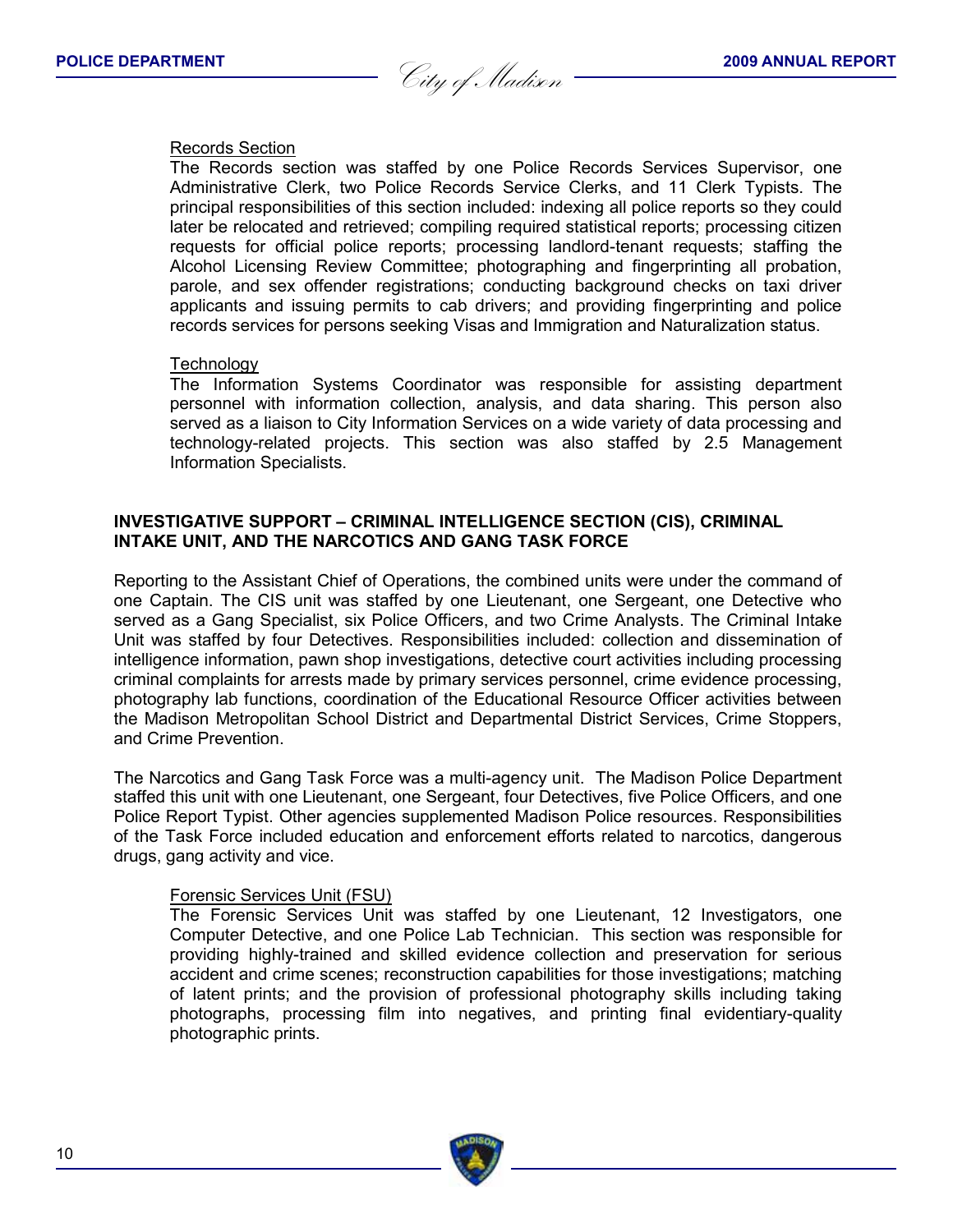### Records Section

The Records section was staffed by one Police Records Services Supervisor, one Administrative Clerk, two Police Records Service Clerks, and 11 Clerk Typists. The principal responsibilities of this section included: indexing all police reports so they could later be relocated and retrieved; compiling required statistical reports; processing citizen requests for official police reports; processing landlord-tenant requests; staffing the Alcohol Licensing Review Committee; photographing and fingerprinting all probation, parole, and sex offender registrations; conducting background checks on taxi driver applicants and issuing permits to cab drivers; and providing fingerprinting and police records services for persons seeking Visas and Immigration and Naturalization status.

### Technology

The Information Systems Coordinator was responsible for assisting department personnel with information collection, analysis, and data sharing. This person also served as a liaison to City Information Services on a wide variety of data processing and technology-related projects. This section was also staffed by 2.5 Management Information Specialists.

## INVESTIGATIVE SUPPORT – CRIMINAL INTELLIGENCE SECTION (CIS), CRIMINAL INTAKE UNIT, AND THE NARCOTICS AND GANG TASK FORCE

Reporting to the Assistant Chief of Operations, the combined units were under the command of one Captain. The CIS unit was staffed by one Lieutenant, one Sergeant, one Detective who served as a Gang Specialist, six Police Officers, and two Crime Analysts. The Criminal Intake Unit was staffed by four Detectives. Responsibilities included: collection and dissemination of intelligence information, pawn shop investigations, detective court activities including processing criminal complaints for arrests made by primary services personnel, crime evidence processing, photography lab functions, coordination of the Educational Resource Officer activities between the Madison Metropolitan School District and Departmental District Services, Crime Stoppers, and Crime Prevention.

The Narcotics and Gang Task Force was a multi-agency unit. The Madison Police Department staffed this unit with one Lieutenant, one Sergeant, four Detectives, five Police Officers, and one Police Report Typist. Other agencies supplemented Madison Police resources. Responsibilities of the Task Force included education and enforcement efforts related to narcotics, dangerous drugs, gang activity and vice.

### Forensic Services Unit (FSU)

The Forensic Services Unit was staffed by one Lieutenant, 12 Investigators, one Computer Detective, and one Police Lab Technician. This section was responsible for providing highly-trained and skilled evidence collection and preservation for serious accident and crime scenes; reconstruction capabilities for those investigations; matching of latent prints; and the provision of professional photography skills including taking photographs, processing film into negatives, and printing final evidentiary-quality photographic prints.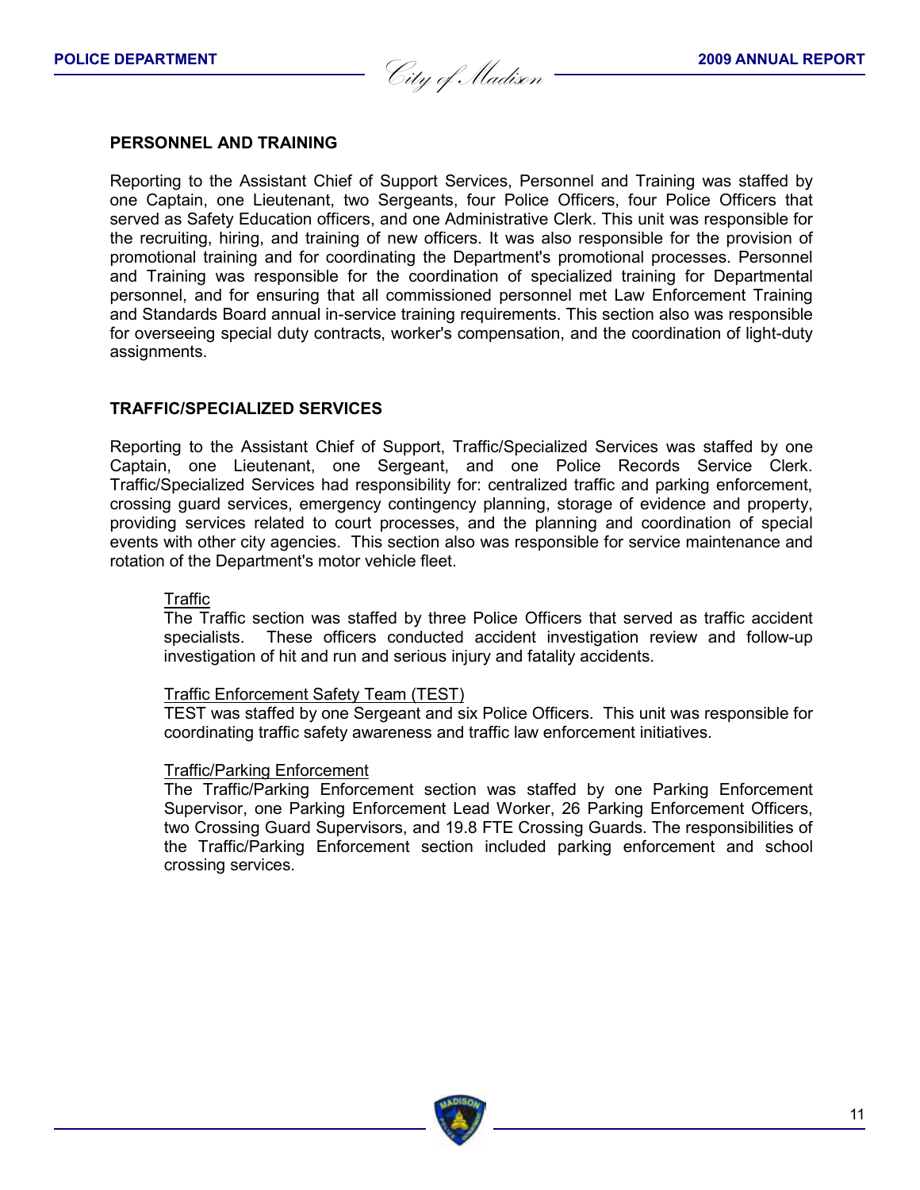## PERSONNEL AND TRAINING

Reporting to the Assistant Chief of Support Services, Personnel and Training was staffed by one Captain, one Lieutenant, two Sergeants, four Police Officers, four Police Officers that served as Safety Education officers, and one Administrative Clerk. This unit was responsible for the recruiting, hiring, and training of new officers. It was also responsible for the provision of promotional training and for coordinating the Department's promotional processes. Personnel and Training was responsible for the coordination of specialized training for Departmental personnel, and for ensuring that all commissioned personnel met Law Enforcement Training and Standards Board annual in-service training requirements. This section also was responsible for overseeing special duty contracts, worker's compensation, and the coordination of light-duty assignments.

## TRAFFIC/SPECIALIZED SERVICES

Reporting to the Assistant Chief of Support, Traffic/Specialized Services was staffed by one Captain, one Lieutenant, one Sergeant, and one Police Records Service Clerk. Traffic/Specialized Services had responsibility for: centralized traffic and parking enforcement, crossing guard services, emergency contingency planning, storage of evidence and property, providing services related to court processes, and the planning and coordination of special events with other city agencies. This section also was responsible for service maintenance and rotation of the Department's motor vehicle fleet.

### Traffic

The Traffic section was staffed by three Police Officers that served as traffic accident specialists. These officers conducted accident investigation review and follow-up investigation of hit and run and serious injury and fatality accidents.

### Traffic Enforcement Safety Team (TEST)

TEST was staffed by one Sergeant and six Police Officers. This unit was responsible for coordinating traffic safety awareness and traffic law enforcement initiatives.

### Traffic/Parking Enforcement

The Traffic/Parking Enforcement section was staffed by one Parking Enforcement Supervisor, one Parking Enforcement Lead Worker, 26 Parking Enforcement Officers, two Crossing Guard Supervisors, and 19.8 FTE Crossing Guards. The responsibilities of the Traffic/Parking Enforcement section included parking enforcement and school crossing services.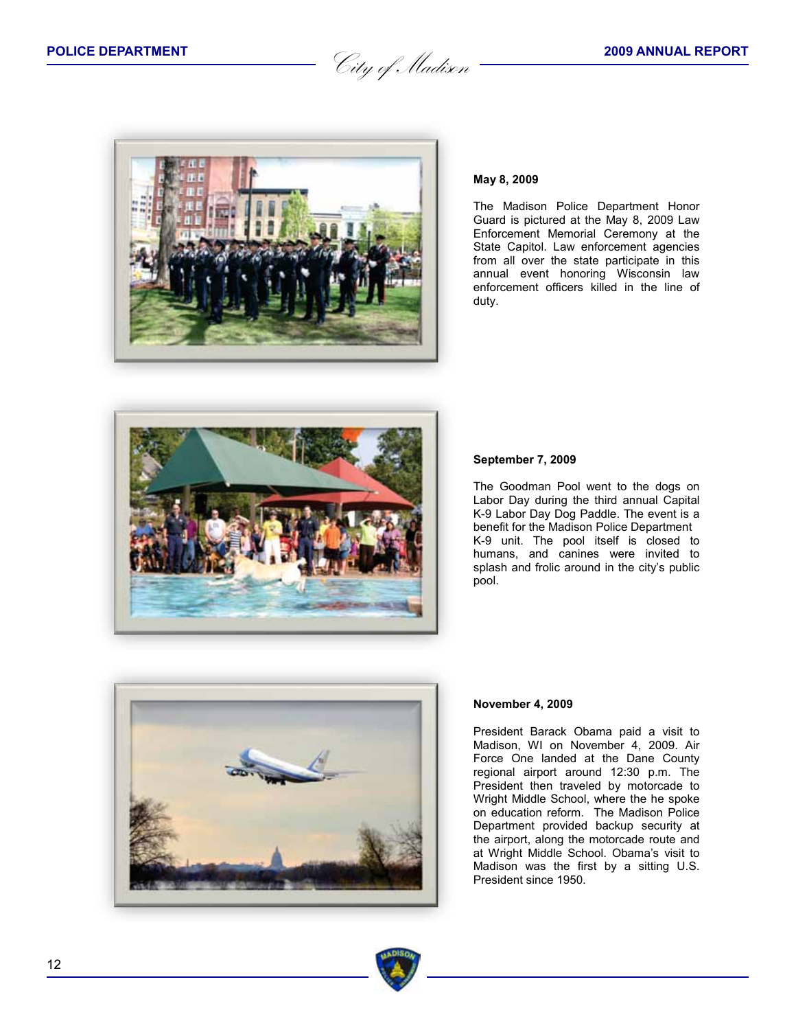**May 8, 2009**

The Madison Police Department Honor Guard is pictured at the May 8, 2009 Law Enforcement Memorial Ceremony at the State Capitol. Law enforcement agencies from all over the state participate in this annual event honoring Wisconsin law enforcement officers killed in the line of duty.

**September 7, 2009**

The Goodman Pool went to the dogs on Labor Day during the third annual Capital K-9 Labor Day Dog Paddle. The event is a benefit for the Madison Police Department K-9 unit. The pool itself is closed to humans, and canines were invited to splash and frolic around in the city's public pool.

**November 4, 2009**

President Barack Obama paid a visit to Madison, WI on November 4, 2009. Air Force One landed at the Dane County regional airport around 12:30 p.m. The President then traveled by motorcade to Wright Middle School, where the he spoke on education reform. The Madison Police Department provided backup security at the airport, along the motorcade route and at Wright Middle School. Obama's visit to Madison was the first by a sitting U.S. President since 1950.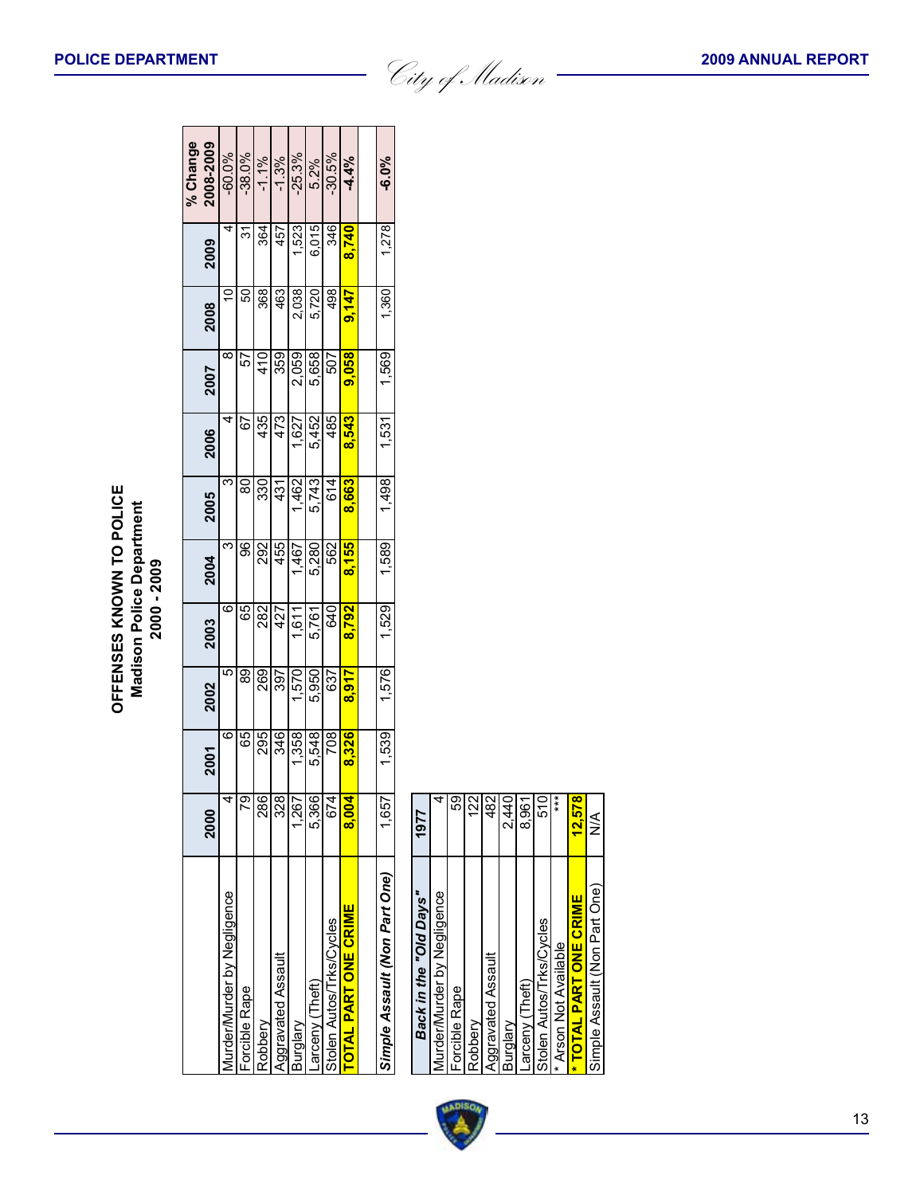# OFFENSES KNOWN TO POLICE
## Madison Police Department
## 2000 - 2009

| | 2000 | 2001 | 2002 | 2003 | 2004 | 2005 | 2006 | 2007 | 2008 | 2009 | % Change 2008-2009 |
|---|---|---|---|---|---|---|---|---|---|---|---|
| Murder/Murder by Negligence | 4 | 6 | 5 | 6 | 3 | 3 | 4 | 8 | 10 | 4 | -60.0% |
| Forcible Rape | 79 | 65 | 89 | 65 | 96 | 80 | 67 | 57 | 50 | 31 | -38.0% |
| Robbery | 286 | 295 | 269 | 282 | 292 | 330 | 435 | 410 | 368 | 364 | -1.1% |
| Aggravated Assault | 328 | 346 | 397 | 427 | 455 | 431 | 473 | 359 | 463 | 457 | -1.3% |
| Burglary | 1,267 | 1,358 | 1,570 | 1,611 | 1,467 | 1,462 | 1,627 | 2,059 | 2,038 | 1,523 | -25.3% |
| Larceny (Theft) | 5,366 | 5,548 | 5,950 | 5,761 | 5,280 | 5,743 | 5,452 | 5,658 | 5,720 | 6,015 | 5.2% |
| Stolen Autos/Trks/Cycles | 674 | 708 | 637 | 640 | 562 | 614 | 485 | 507 | 498 | 346 | -30.5% |
| **TOTAL PART ONE CRIME** | **8,004** | **8,326** | **8,917** | **8,792** | **8,155** | **8,663** | **8,543** | **9,058** | **9,147** | **8,740** | **-4.4%** |
| | | | | | | | | | | | |
| ***Simple Assault (Non Part One)*** | 1,657 | 1,539 | 1,576 | 1,529 | 1,589 | 1,498 | 1,531 | 1,569 | 1,360 | 1,278 | **-6.0%** |

| *Back in the "Old Days"* | 1977 |
|---|---|
| Murder/Murder by Negligence | 4 |
| Forcible Rape | 59 |
| Robbery | 122 |
| Aggravated Assault | 482 |
| Burglary | 2,440 |
| Larceny (Theft) | 8,961 |
| Stolen Autos/Trks/Cycles | 510 |
| * Arson Not Available | *** |
| **\* TOTAL PART ONE CRIME** | **12,578** |
| Simple Assault (Non Part One) | N/A |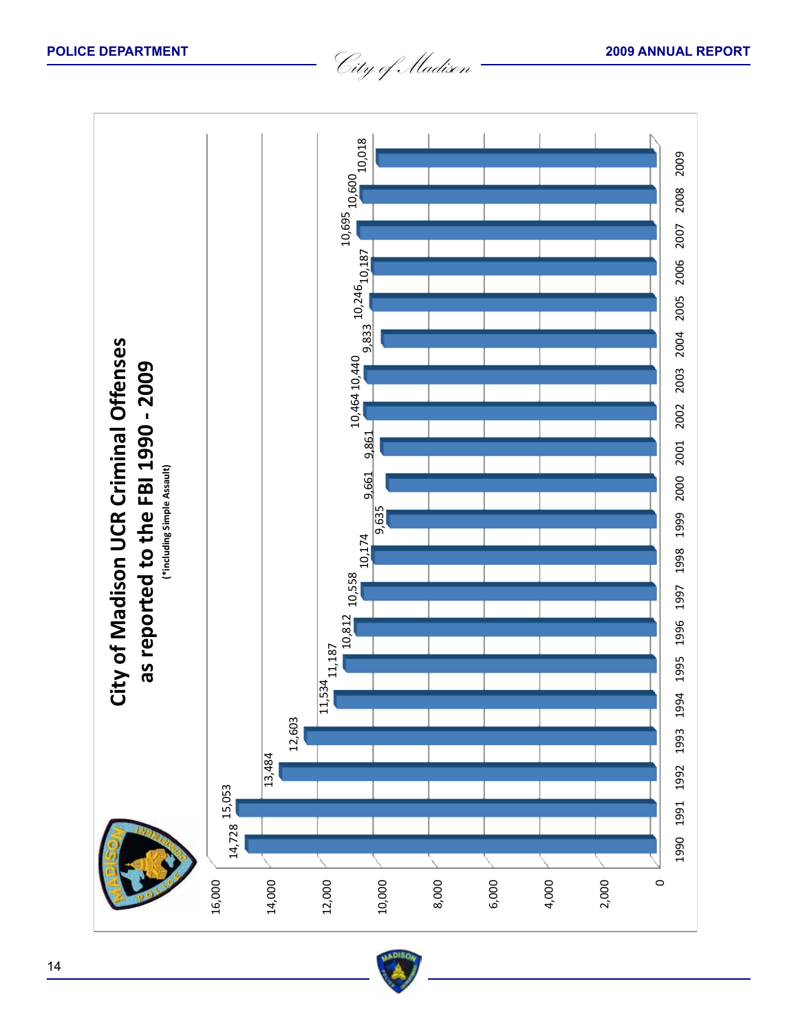# City of Madison UCR Criminal Offenses as reported to the FBI 1990 - 2009

(*including Simple Assault)

| Year | Offenses |
|---|---|
| 1990 | 14,728 |
| 1991 | 15,053 |
| 1992 | 13,484 |
| 1993 | 12,603 |
| 1994 | 11,534 |
| 1995 | 11,187 |
| 1996 | 10,812 |
| 1997 | 10,558 |
| 1998 | 10,174 |
| 1999 | 9,635 |
| 2000 | 9,661 |
| 2001 | 9,861 |
| 2002 | 10,464 |
| 2003 | 10,440 |
| 2004 | 9,833 |
| 2005 | 10,246 |
| 2006 | 10,187 |
| 2007 | 10,695 |
| 2008 | 10,600 |
| 2009 | 10,018 |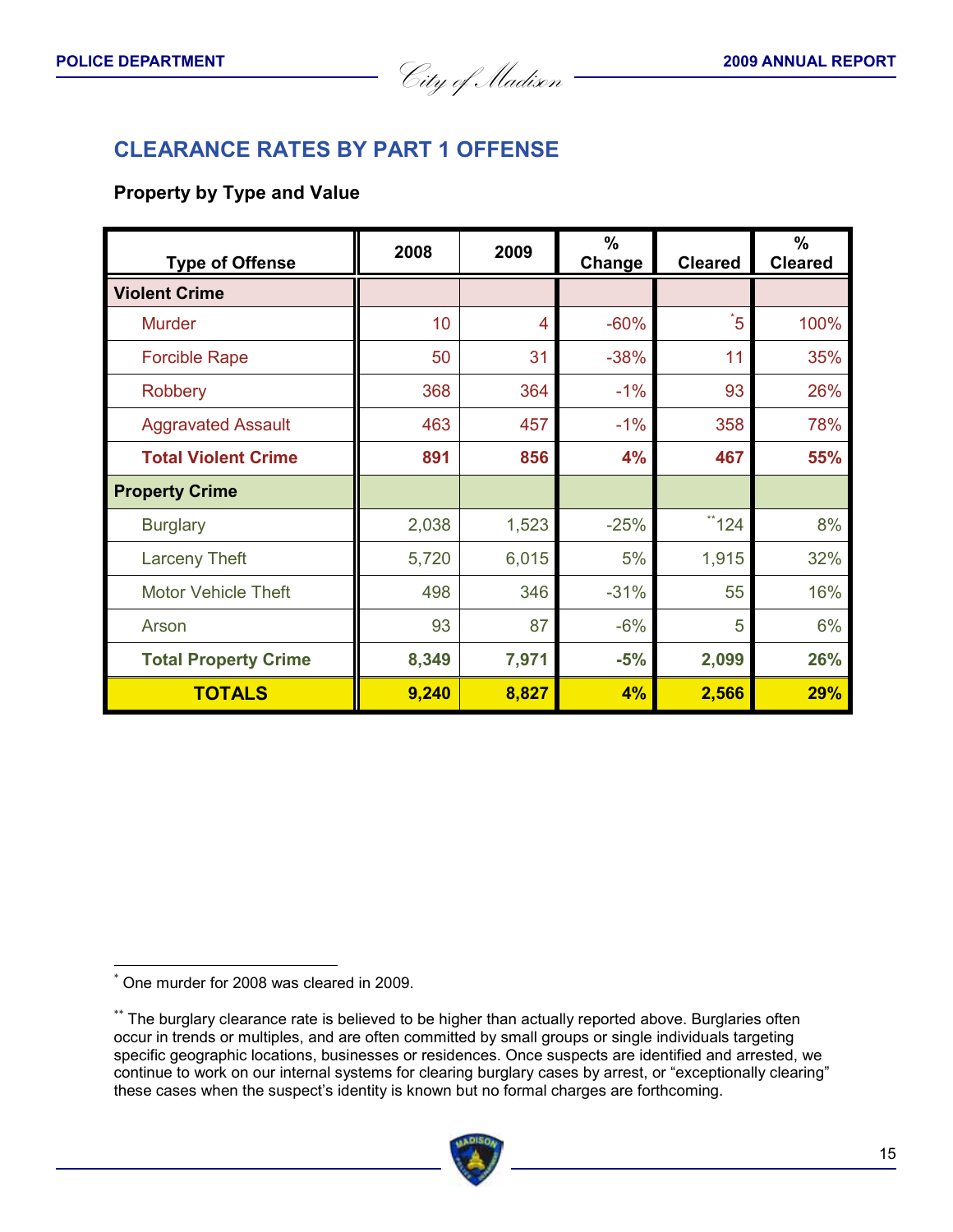## CLEARANCE RATES BY PART 1 OFFENSE

### Property by Type and Value

| Type of Offense | 2008 | 2009 | % Change | Cleared | % Cleared |
|---|---|---|---|---|---|
| **Violent Crime** | | | | | |
| Murder | 10 | 4 | -60% | [*]5 | 100% |
| Forcible Rape | 50 | 31 | -38% | 11 | 35% |
| Robbery | 368 | 364 | -1% | 93 | 26% |
| Aggravated Assault | 463 | 457 | -1% | 358 | 78% |
| **Total Violent Crime** | **891** | **856** | **4%** | **467** | **55%** |
| **Property Crime** | | | | | |
| Burglary | 2,038 | 1,523 | -25% | [**]124 | 8% |
| Larceny Theft | 5,720 | 6,015 | 5% | 1,915 | 32% |
| Motor Vehicle Theft | 498 | 346 | -31% | 55 | 16% |
| Arson | 93 | 87 | -6% | 5 | 6% |
| **Total Property Crime** | **8,349** | **7,971** | **-5%** | **2,099** | **26%** |
| **TOTALS** | **9,240** | **8,827** | **4%** | **2,566** | **29%** |

[*] One murder for 2008 was cleared in 2009.

[**] The burglary clearance rate is believed to be higher than actually reported above. Burglaries often occur in trends or multiples, and are often committed by small groups or single individuals targeting specific geographic locations, businesses or residences. Once suspects are identified and arrested, we continue to work on our internal systems for clearing burglary cases by arrest, or "exceptionally clearing" these cases when the suspect's identity is known but no formal charges are forthcoming.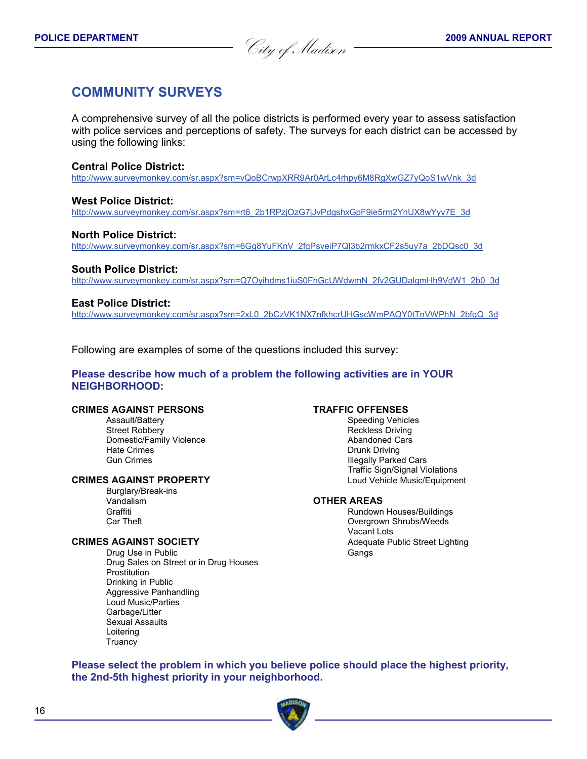## COMMUNITY SURVEYS

A comprehensive survey of all the police districts is performed every year to assess satisfaction with police services and perceptions of safety. The surveys for each district can be accessed by using the following links:

**Central Police District:**
http://www.surveymonkey.com/sr.aspx?sm=vQoBCrwpXRR9Ar0ArLc4rhpy6M8RgXwGZ7yQoS1wVnk_3d

**West Police District:**
http://www.surveymonkey.com/sr.aspx?sm=rt6_2b1RPzjOzG7jJvPdgshxGpF9ie5rm2YnUX8wYyv7E_3d

**North Police District:**
http://www.surveymonkey.com/sr.aspx?sm=6Gg8YuFKnV_2fqPsveiP7Ql3b2rmkxCF2s5uy7a_2bDQsc0_3d

**South Police District:**
http://www.surveymonkey.com/sr.aspx?sm=Q7Oyihdms1iuS0FhGcUWdwmN_2fv2GUDalgmHh9VdW1_2b0_3d

**East Police District:**
http://www.surveymonkey.com/sr.aspx?sm=2xL0_2bCzVK1NX7nfkhcrUHGscWmPAQY0tTnVWPhN_2bfqQ_3d

Following are examples of some of the questions included this survey:

**Please describe how much of a problem the following activities are in YOUR NEIGHBORHOOD:**

**CRIMES AGAINST PERSONS**
- Assault/Battery
- Street Robbery
- Domestic/Family Violence
- Hate Crimes
- Gun Crimes

**CRIMES AGAINST PROPERTY**
- Burglary/Break-ins
- Vandalism
- Graffiti
- Car Theft

**CRIMES AGAINST SOCIETY**
- Drug Use in Public
- Drug Sales on Street or in Drug Houses
- Prostitution
- Drinking in Public
- Aggressive Panhandling
- Loud Music/Parties
- Garbage/Litter
- Sexual Assaults
- Loitering
- Truancy

**TRAFFIC OFFENSES**
- Speeding Vehicles
- Reckless Driving
- Abandoned Cars
- Drunk Driving
- Illegally Parked Cars
- Traffic Sign/Signal Violations
- Loud Vehicle Music/Equipment

**OTHER AREAS**
- Rundown Houses/Buildings
- Overgrown Shrubs/Weeds
- Vacant Lots
- Adequate Public Street Lighting
- Gangs

**Please select the problem in which you believe police should place the highest priority, the 2nd-5th highest priority in your neighborhood.**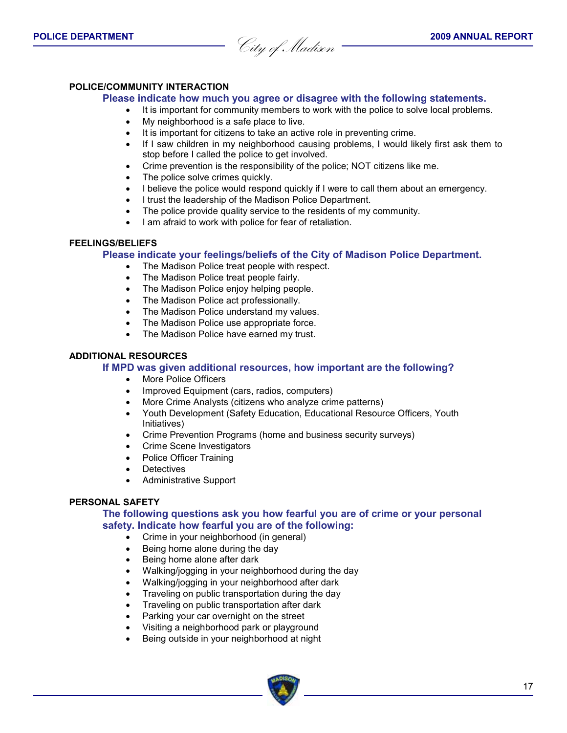### POLICE/COMMUNITY INTERACTION

**Please indicate how much you agree or disagree with the following statements.**

- It is important for community members to work with the police to solve local problems.
- My neighborhood is a safe place to live.
- It is important for citizens to take an active role in preventing crime.
- If I saw children in my neighborhood causing problems, I would likely first ask them to stop before I called the police to get involved.
- Crime prevention is the responsibility of the police; NOT citizens like me.
- The police solve crimes quickly.
- I believe the police would respond quickly if I were to call them about an emergency.
- I trust the leadership of the Madison Police Department.
- The police provide quality service to the residents of my community.
- I am afraid to work with police for fear of retaliation.

### FEELINGS/BELIEFS

**Please indicate your feelings/beliefs of the City of Madison Police Department.**

- The Madison Police treat people with respect.
- The Madison Police treat people fairly.
- The Madison Police enjoy helping people.
- The Madison Police act professionally.
- The Madison Police understand my values.
- The Madison Police use appropriate force.
- The Madison Police have earned my trust.

### ADDITIONAL RESOURCES

**If MPD was given additional resources, how important are the following?**

- More Police Officers
- Improved Equipment (cars, radios, computers)
- More Crime Analysts (citizens who analyze crime patterns)
- Youth Development (Safety Education, Educational Resource Officers, Youth Initiatives)
- Crime Prevention Programs (home and business security surveys)
- Crime Scene Investigators
- Police Officer Training
- Detectives
- Administrative Support

### PERSONAL SAFETY

**The following questions ask you how fearful you are of crime or your personal safety. Indicate how fearful you are of the following:**

- Crime in your neighborhood (in general)
- Being home alone during the day
- Being home alone after dark
- Walking/jogging in your neighborhood during the day
- Walking/jogging in your neighborhood after dark
- Traveling on public transportation during the day
- Traveling on public transportation after dark
- Parking your car overnight on the street
- Visiting a neighborhood park or playground
- Being outside in your neighborhood at night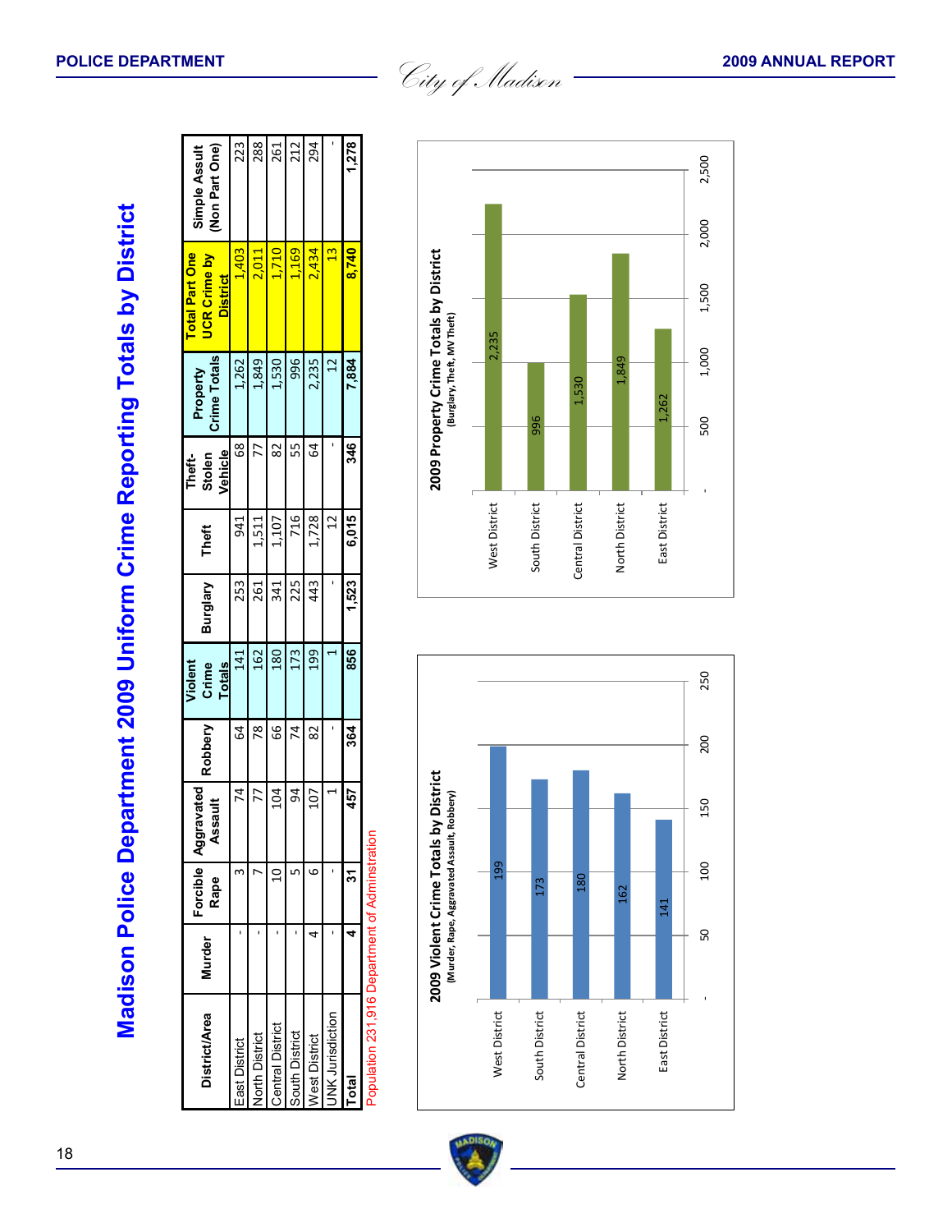# Madison Police Department 2009 Uniform Crime Reporting Totals by District

| District/Area | Murder | Forcible Rape | Aggravated Assault | Robbery | Violent Crime Totals | Burglary | Theft | Theft-Stolen Vehicle | Property Crime Totals | Total Part One UCR Crime by District | Simple Assult (Non Part One) |
|---|---|---|---|---|---|---|---|---|---|---|---|
| East District | - | 3 | 74 | 64 | 141 | 253 | 941 | 68 | 1,262 | 1,403 | 223 |
| North District | - | 7 | 77 | 78 | 162 | 261 | 1,511 | 77 | 1,849 | 2,011 | 288 |
| Central District | - | 10 | 104 | 66 | 180 | 341 | 1,107 | 82 | 1,530 | 1,710 | 261 |
| South District | - | 5 | 94 | 74 | 173 | 225 | 716 | 55 | 996 | 1,169 | 212 |
| West District | 4 | 6 | 107 | 82 | 199 | 443 | 1,728 | 64 | 2,235 | 2,434 | 294 |
| UNK Jurisdiction | - | - | 1 | - | 1 | - | 12 | - | 12 | 13 | - |
| **Total** | **4** | **31** | **457** | **364** | **856** | **1,523** | **6,015** | **346** | **7,884** | **8,740** | **1,278** |

Population 231,916 Department of Adminstration

**2009 Violent Crime Totals by District**
(Murder, Rape, Aggravated Assault, Robbery)

| District | Total |
|---|---|
| West District | 199 |
| South District | 173 |
| Central District | 180 |
| North District | 162 |
| East District | 141 |

**2009 Property Crime Totals by District**
(Burglary, Theft, MV Theft)

| District | Total |
|---|---|
| West District | 2,235 |
| South District | 996 |
| Central District | 1,530 |
| North District | 1,849 |
| East District | 1,262 |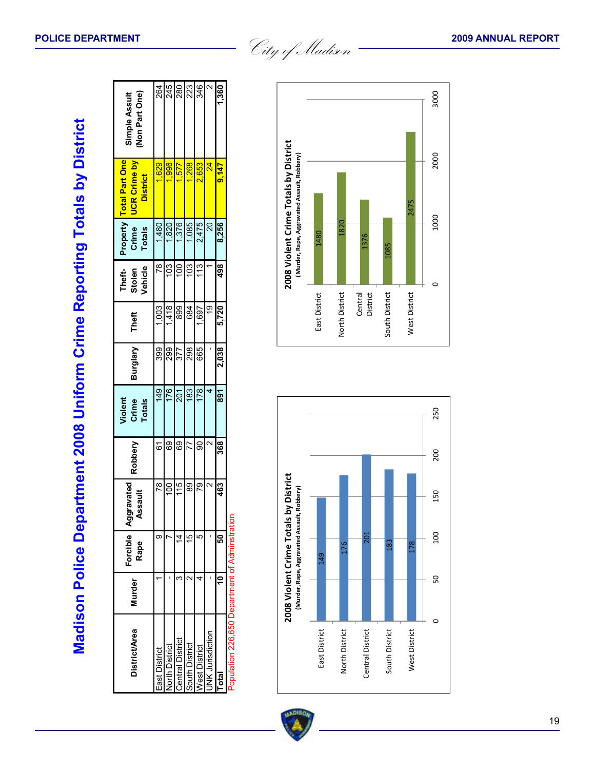# Madison Police Department 2008 Uniform Crime Reporting Totals by District

| District/Area | Murder | Forcible Rape | Aggravated Assault | Robbery | Violent Crime Totals | Burglary | Theft | Theft-Stolen Vehicle | Property Crime Totals | Total Part One UCR Crime by District | Simple Assult (Non Part One) |
|---|---|---|---|---|---|---|---|---|---|---|---|
| East District | 1 | 9 | 78 | 61 | 149 | 399 | 1,003 | 78 | 1,480 | 1,629 | 264 |
| North District | - | 7 | 100 | 69 | 176 | 299 | 1,418 | 103 | 1,820 | 1,996 | 245 |
| Central District | 3 | 14 | 115 | 69 | 201 | 377 | 899 | 100 | 1,376 | 1,577 | 280 |
| South District | 2 | 15 | 89 | 77 | 183 | 298 | 684 | 103 | 1,085 | 1,268 | 223 |
| West District | 4 | 5 | 79 | 90 | 178 | 665 | 1,697 | 113 | 2,475 | 2,653 | 346 |
| UNK Jurisdiction | - | - | 2 | 2 | 4 | - | 19 | 1 | 20 | 24 | 2 |
| **Total** | **10** | **50** | **463** | **368** | **891** | **2,038** | **5,720** | **498** | **8,256** | **9,147** | **1,360** |

Population 226,650 Department of Adminstration

**2008 Violent Crime Totals by District**
(Murder, Rape, Aggravated Assault, Robbery)

| District | Total |
|---|---|
| East District | 149 |
| North District | 176 |
| Central District | 201 |
| South District | 183 |
| West District | 178 |

**2008 Violent Crime Totals by District**
(Murder, Rape, Aggravated Assault, Robbery)

| District | Total |
|---|---|
| East District | 1480 |
| North District | 1820 |
| Central District | 1376 |
| South District | 1085 |
| West District | 2475 |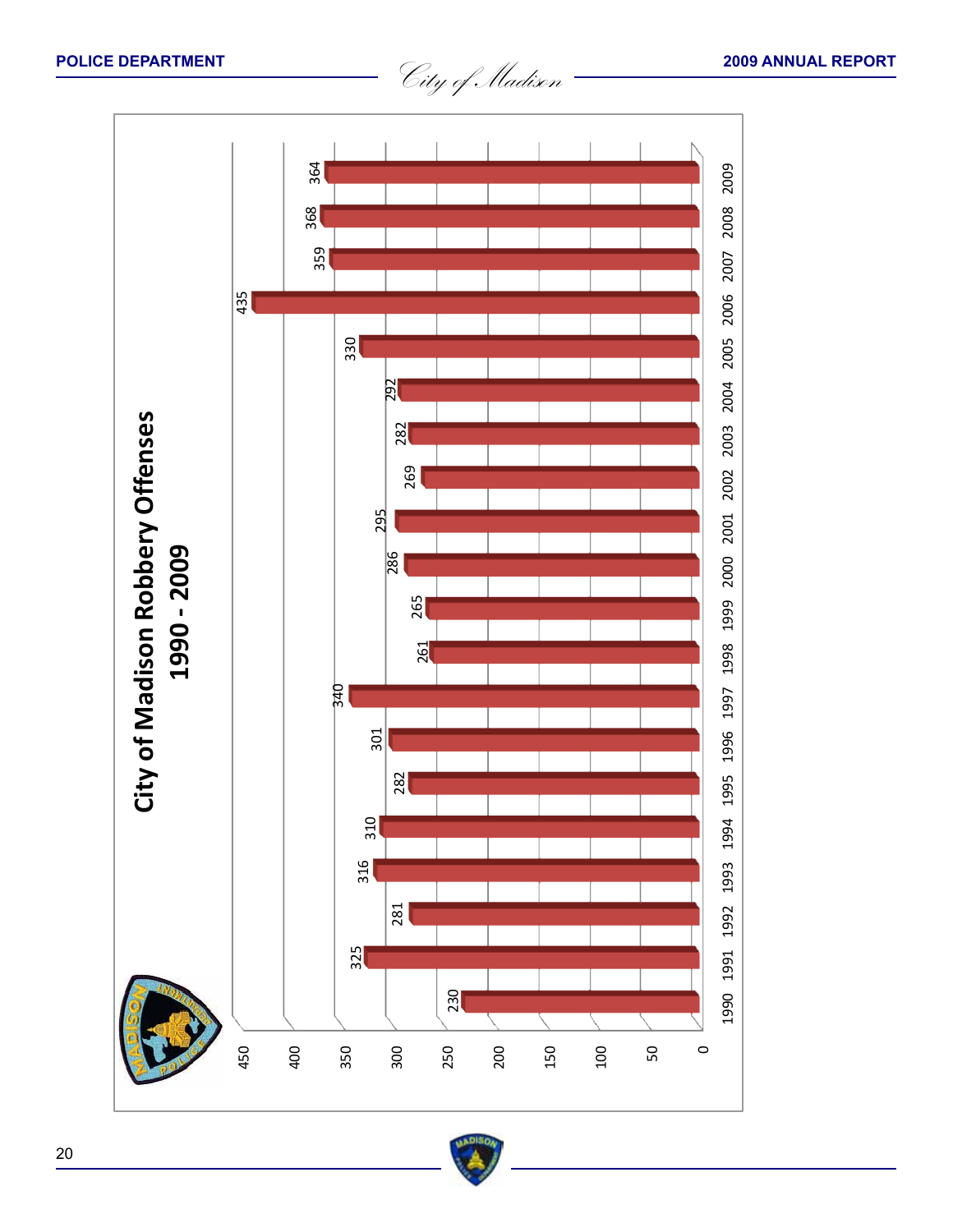# City of Madison Robbery Offenses
## 1990 - 2009

| Year | Robbery Offenses |
|---|---|
| 1990 | 230 |
| 1991 | 325 |
| 1992 | 281 |
| 1993 | 316 |
| 1994 | 310 |
| 1995 | 282 |
| 1996 | 301 |
| 1997 | 340 |
| 1998 | 261 |
| 1999 | 265 |
| 2000 | 286 |
| 2001 | 295 |
| 2002 | 269 |
| 2003 | 282 |
| 2004 | 292 |
| 2005 | 330 |
| 2006 | 435 |
| 2007 | 359 |
| 2008 | 368 |
| 2009 | 364 |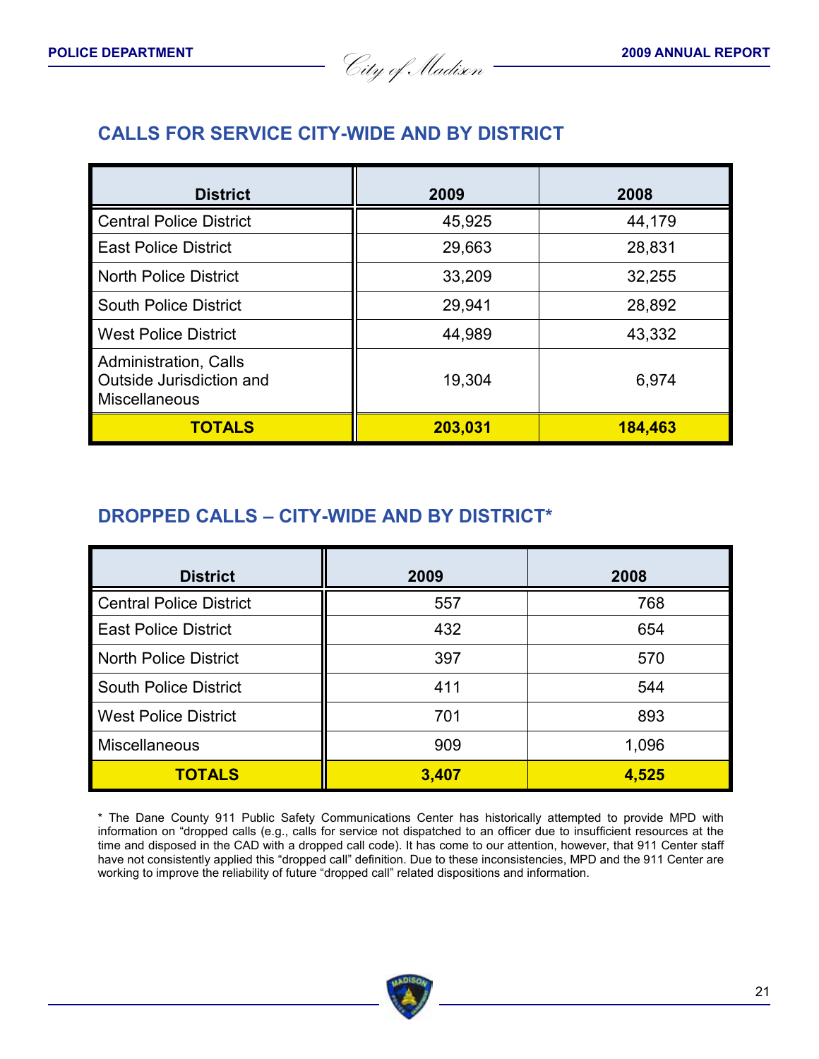## CALLS FOR SERVICE CITY-WIDE AND BY DISTRICT

| District | 2009 | 2008 |
|---|---|---|
| Central Police District | 45,925 | 44,179 |
| East Police District | 29,663 | 28,831 |
| North Police District | 33,209 | 32,255 |
| South Police District | 29,941 | 28,892 |
| West Police District | 44,989 | 43,332 |
| Administration, Calls Outside Jurisdiction and Miscellaneous | 19,304 | 6,974 |
| **TOTALS** | **203,031** | **184,463** |

## DROPPED CALLS – CITY-WIDE AND BY DISTRICT*

| District | 2009 | 2008 |
|---|---|---|
| Central Police District | 557 | 768 |
| East Police District | 432 | 654 |
| North Police District | 397 | 570 |
| South Police District | 411 | 544 |
| West Police District | 701 | 893 |
| Miscellaneous | 909 | 1,096 |
| **TOTALS** | **3,407** | **4,525** |

* The Dane County 911 Public Safety Communications Center has historically attempted to provide MPD with information on “dropped calls (e.g., calls for service not dispatched to an officer due to insufficient resources at the time and disposed in the CAD with a dropped call code). It has come to our attention, however, that 911 Center staff have not consistently applied this “dropped call” definition. Due to these inconsistencies, MPD and the 911 Center are working to improve the reliability of future “dropped call” related dispositions and information.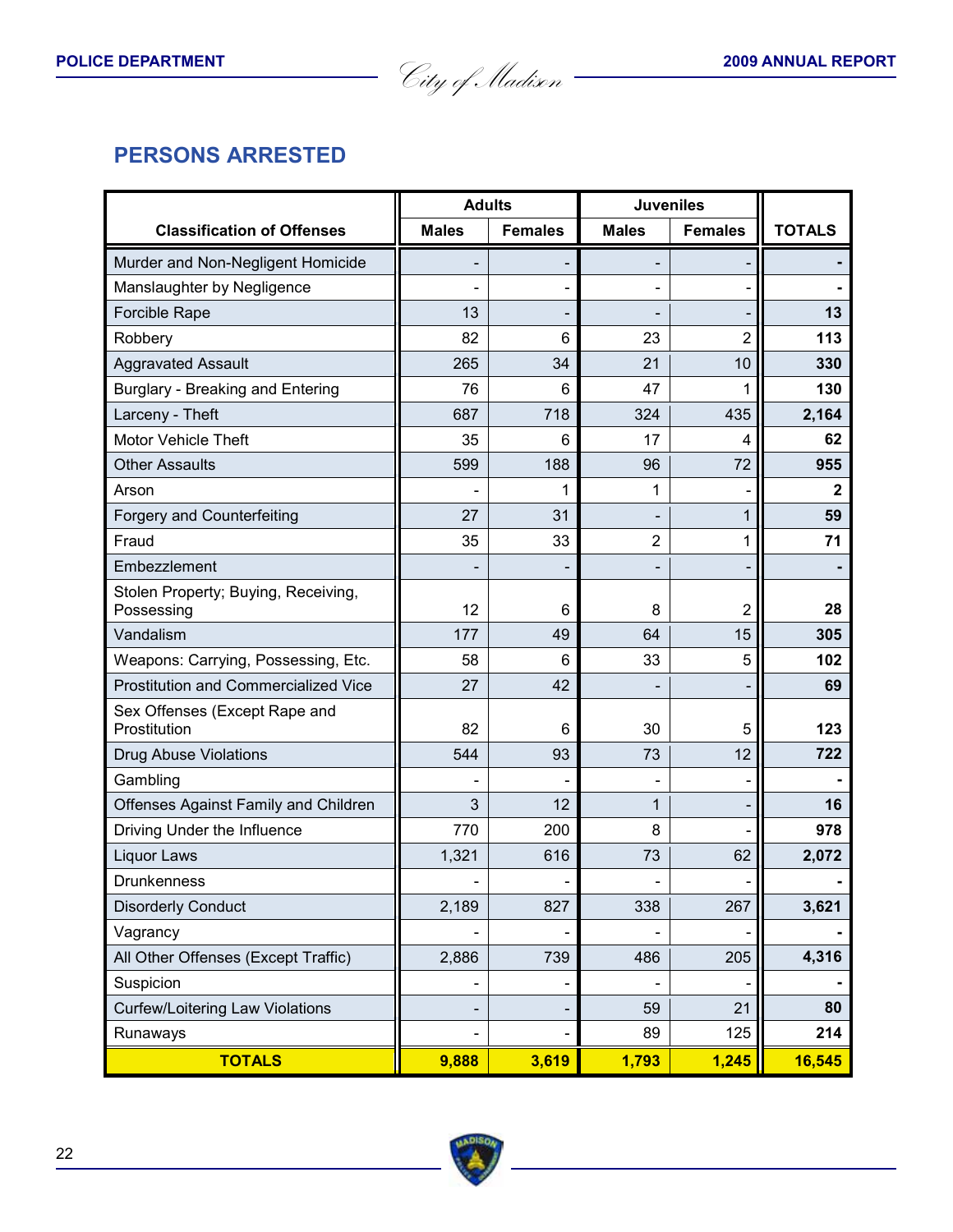## PERSONS ARRESTED

| Classification of Offenses | Adults | | Juveniles | | TOTALS |
|---|---|---|---|---|---|
| | Males | Females | Males | Females | |
| Murder and Non-Negligent Homicide | - | - | - | - | **-** |
| Manslaughter by Negligence | - | - | - | - | **-** |
| Forcible Rape | 13 | - | - | - | **13** |
| Robbery | 82 | 6 | 23 | 2 | **113** |
| Aggravated Assault | 265 | 34 | 21 | 10 | **330** |
| Burglary - Breaking and Entering | 76 | 6 | 47 | 1 | **130** |
| Larceny - Theft | 687 | 718 | 324 | 435 | **2,164** |
| Motor Vehicle Theft | 35 | 6 | 17 | 4 | **62** |
| Other Assaults | 599 | 188 | 96 | 72 | **955** |
| Arson | - | 1 | 1 | - | **2** |
| Forgery and Counterfeiting | 27 | 31 | - | 1 | **59** |
| Fraud | 35 | 33 | 2 | 1 | **71** |
| Embezzlement | - | - | - | - | **-** |
| Stolen Property; Buying, Receiving, Possessing | 12 | 6 | 8 | 2 | **28** |
| Vandalism | 177 | 49 | 64 | 15 | **305** |
| Weapons: Carrying, Possessing, Etc. | 58 | 6 | 33 | 5 | **102** |
| Prostitution and Commercialized Vice | 27 | 42 | - | - | **69** |
| Sex Offenses (Except Rape and Prostitution | 82 | 6 | 30 | 5 | **123** |
| Drug Abuse Violations | 544 | 93 | 73 | 12 | **722** |
| Gambling | - | - | - | - | **-** |
| Offenses Against Family and Children | 3 | 12 | 1 | - | **16** |
| Driving Under the Influence | 770 | 200 | 8 | - | **978** |
| Liquor Laws | 1,321 | 616 | 73 | 62 | **2,072** |
| Drunkenness | - | - | - | - | **-** |
| Disorderly Conduct | 2,189 | 827 | 338 | 267 | **3,621** |
| Vagrancy | - | - | - | - | **-** |
| All Other Offenses (Except Traffic) | 2,886 | 739 | 486 | 205 | **4,316** |
| Suspicion | - | - | - | - | **-** |
| Curfew/Loitering Law Violations | - | - | 59 | 21 | **80** |
| Runaways | - | - | 89 | 125 | **214** |
| **TOTALS** | **9,888** | **3,619** | **1,793** | **1,245** | **16,545** |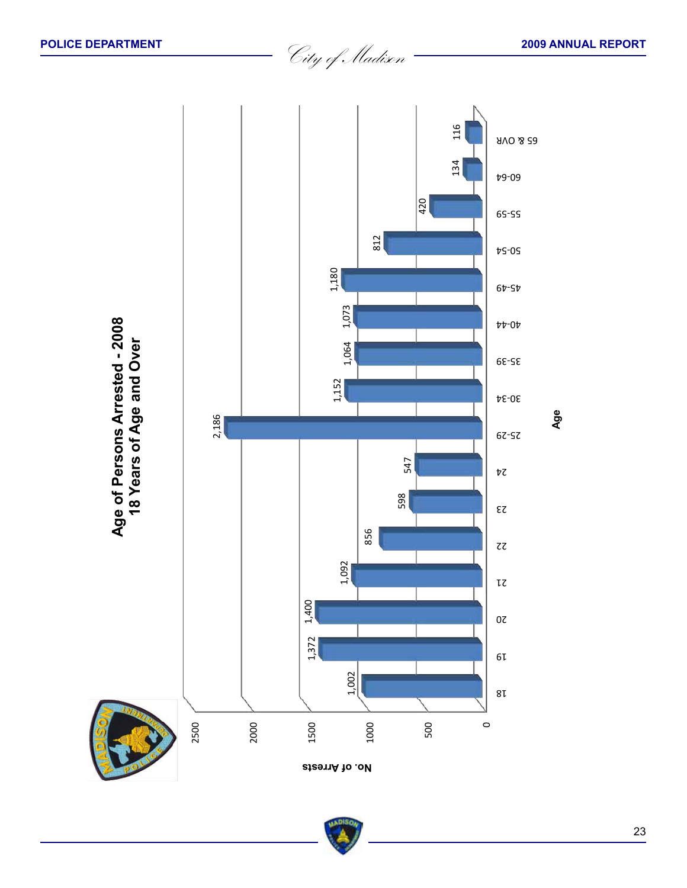## Age of Persons Arrested - 2008
### 18 Years of Age and Over

| Age | No. of Arrests |
|---|---|
| 18 | 1,002 |
| 19 | 1,372 |
| 20 | 1,400 |
| 21 | 1,092 |
| 22 | 856 |
| 23 | 598 |
| 24 | 547 |
| 25-29 | 2,186 |
| 30-34 | 1,152 |
| 35-39 | 1,064 |
| 40-44 | 1,073 |
| 45-49 | 1,180 |
| 50-54 | 812 |
| 55-59 | 420 |
| 60-64 | 134 |
| 65 & OVR | 116 |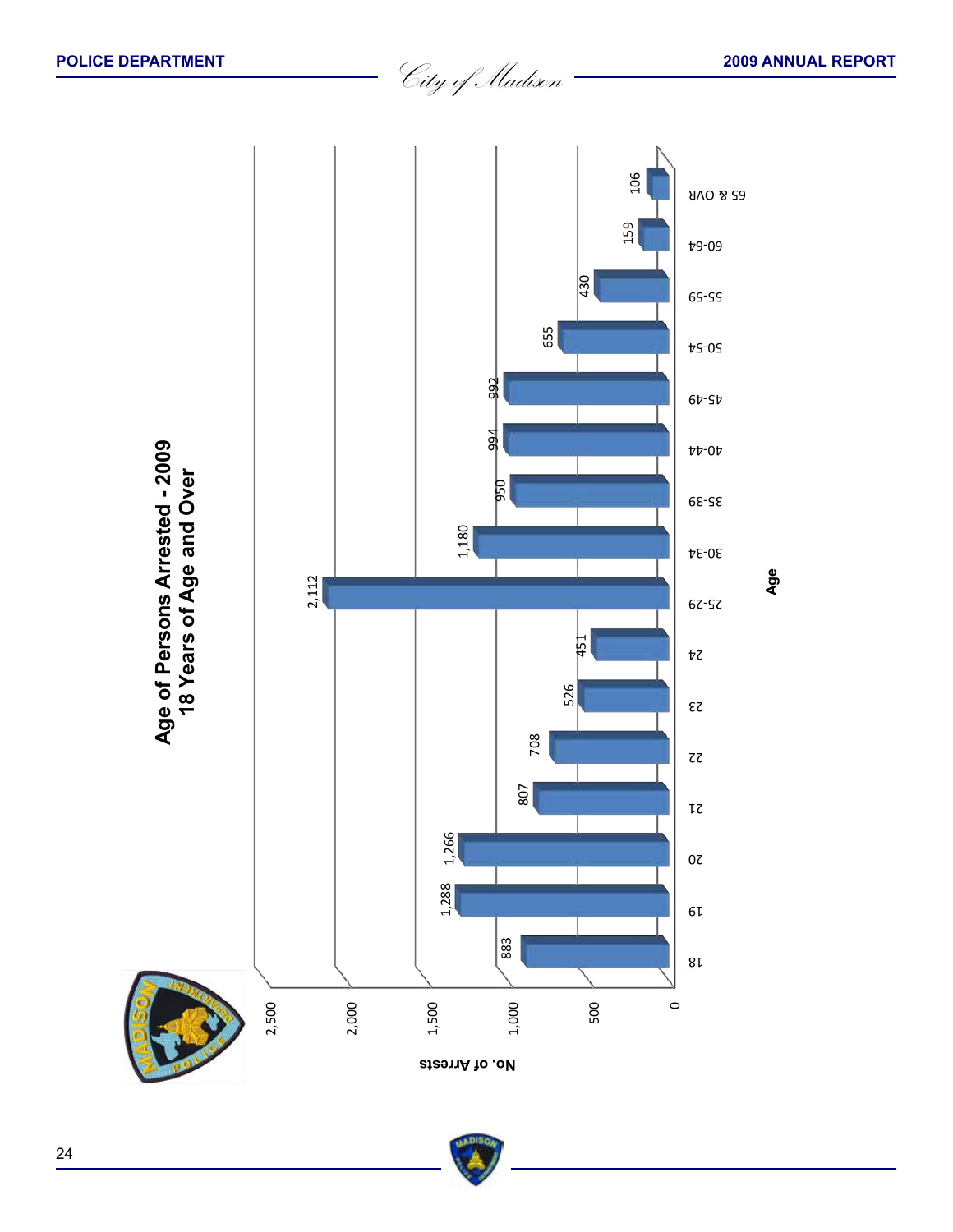# Age of Persons Arrested - 2009
## 18 Years of Age and Over

| Age | No. of Arrests |
|---|---|
| 18 | 883 |
| 19 | 1,288 |
| 20 | 1,266 |
| 21 | 807 |
| 22 | 708 |
| 23 | 526 |
| 24 | 451 |
| 25-29 | 2,112 |
| 30-34 | 1,180 |
| 35-39 | 950 |
| 40-44 | 994 |
| 45-49 | 992 |
| 50-54 | 655 |
| 55-59 | 430 |
| 60-64 | 159 |
| 65 & OVR | 106 |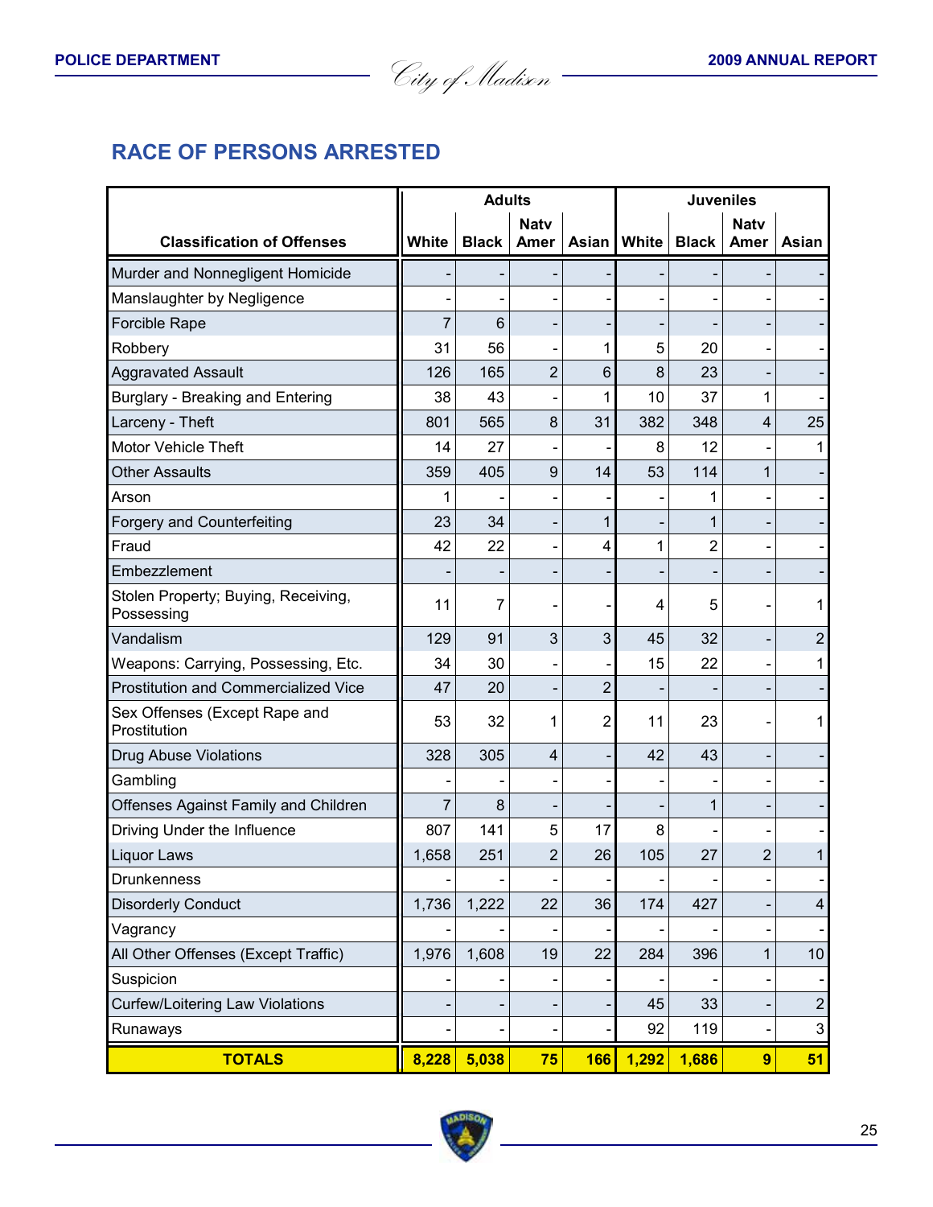## RACE OF PERSONS ARRESTED

| Classification of Offenses | Adults | | | | Juveniles | | | |
|---|---|---|---|---|---|---|---|---|
| | White | Black | Natv Amer | Asian | White | Black | Natv Amer | Asian |
| Murder and Nonnegligent Homicide | - | - | - | - | - | - | - | - |
| Manslaughter by Negligence | - | - | - | - | - | - | - | - |
| Forcible Rape | 7 | 6 | - | - | - | - | - | - |
| Robbery | 31 | 56 | - | 1 | 5 | 20 | - | - |
| Aggravated Assault | 126 | 165 | 2 | 6 | 8 | 23 | - | - |
| Burglary - Breaking and Entering | 38 | 43 | - | 1 | 10 | 37 | 1 | - |
| Larceny - Theft | 801 | 565 | 8 | 31 | 382 | 348 | 4 | 25 |
| Motor Vehicle Theft | 14 | 27 | - | - | 8 | 12 | - | 1 |
| Other Assaults | 359 | 405 | 9 | 14 | 53 | 114 | 1 | - |
| Arson | 1 | - | - | - | - | 1 | - | - |
| Forgery and Counterfeiting | 23 | 34 | - | 1 | - | 1 | - | - |
| Fraud | 42 | 22 | - | 4 | 1 | 2 | - | - |
| Embezzlement | - | - | - | - | - | - | - | - |
| Stolen Property; Buying, Receiving, Possessing | 11 | 7 | - | - | 4 | 5 | - | 1 |
| Vandalism | 129 | 91 | 3 | 3 | 45 | 32 | - | 2 |
| Weapons: Carrying, Possessing, Etc. | 34 | 30 | - | - | 15 | 22 | - | 1 |
| Prostitution and Commercialized Vice | 47 | 20 | - | 2 | - | - | - | - |
| Sex Offenses (Except Rape and Prostitution | 53 | 32 | 1 | 2 | 11 | 23 | - | 1 |
| Drug Abuse Violations | 328 | 305 | 4 | - | 42 | 43 | - | - |
| Gambling | - | - | - | - | - | - | - | - |
| Offenses Against Family and Children | 7 | 8 | - | - | - | 1 | - | - |
| Driving Under the Influence | 807 | 141 | 5 | 17 | 8 | - | - | - |
| Liquor Laws | 1,658 | 251 | 2 | 26 | 105 | 27 | 2 | 1 |
| Drunkenness | - | - | - | - | - | - | - | - |
| Disorderly Conduct | 1,736 | 1,222 | 22 | 36 | 174 | 427 | - | 4 |
| Vagrancy | - | - | - | - | - | - | - | - |
| All Other Offenses (Except Traffic) | 1,976 | 1,608 | 19 | 22 | 284 | 396 | 1 | 10 |
| Suspicion | - | - | - | - | - | - | - | - |
| Curfew/Loitering Law Violations | - | - | - | - | 45 | 33 | - | 2 |
| Runaways | - | - | - | - | 92 | 119 | - | 3 |
| **TOTALS** | **8,228** | **5,038** | **75** | **166** | **1,292** | **1,686** | **9** | **51** |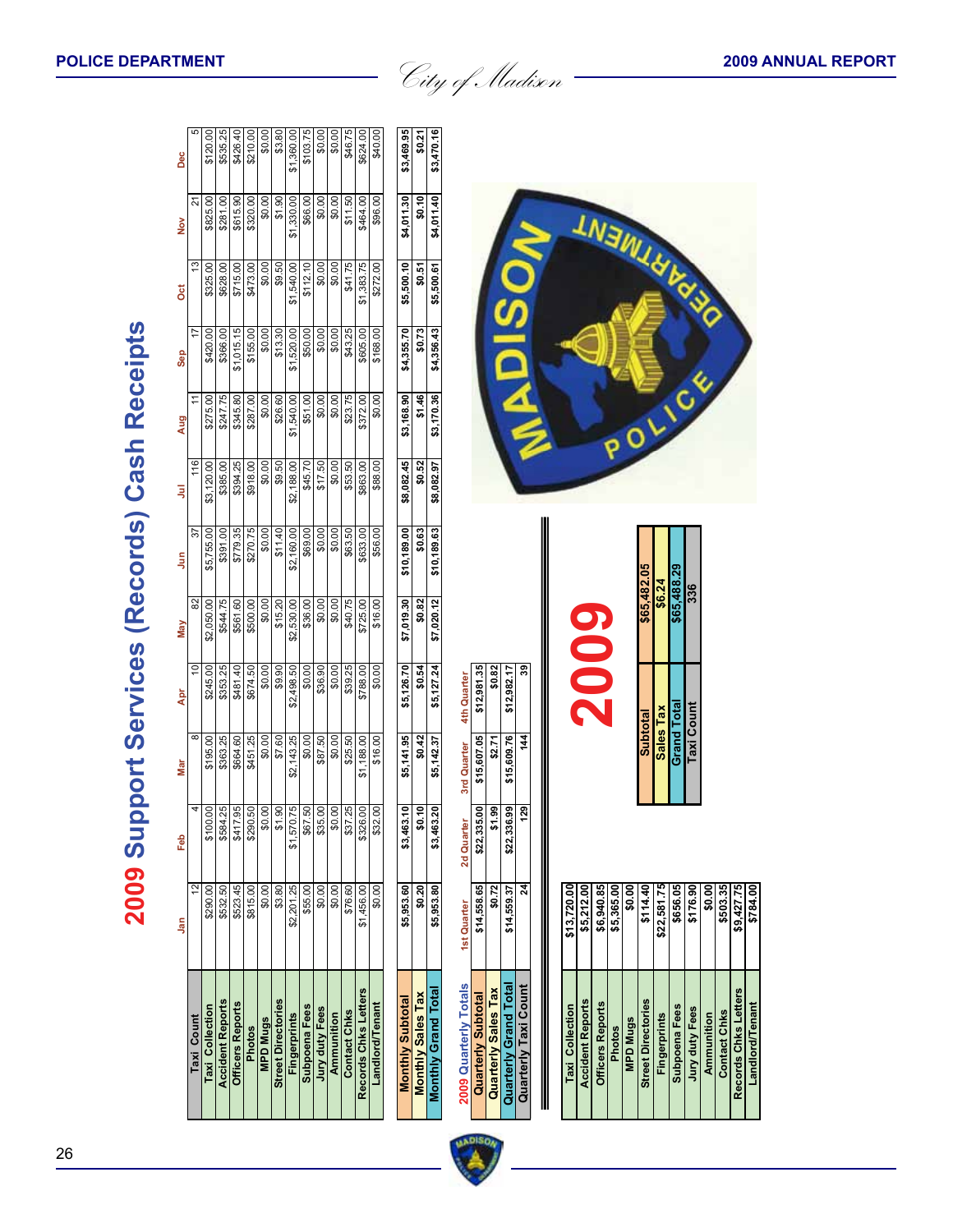# 2009 Support Services (Records) Cash Receipts

| | Jan | Feb | Mar | Apr | May | Jun | Jul | Aug | Sep | Oct | Nov | Dec |
|---|---|---|---|---|---|---|---|---|---|---|---|---|
| Taxi Count | 12 | 4 | 8 | 10 | 82 | 37 | 116 | 11 | 17 | 13 | 21 | 5 |
| Taxi Collection | $290.00 | $100.00 | $195.00 | $245.00 | $2,050.00 | $5,755.00 | $3,120.00 | $275.00 | $420.00 | $325.00 | $825.00 | $120.00 |
| Accident Reports | $532.50 | $584.25 | $363.25 | $353.25 | $544.75 | $391.00 | $385.00 | $247.75 | $366.00 | $628.00 | $281.00 | $535.25 |
| Officers Reports | $523.45 | $417.95 | $664.60 | $481.40 | $561.60 | $779.35 | $394.25 | $345.80 | $1,015.15 | $715.00 | $615.90 | $426.40 |
| Photos | $815.00 | $290.50 | $451.25 | $674.50 | $500.00 | $270.75 | $918.00 | $287.00 | $155.00 | $473.00 | $320.00 | $210.00 |
| MPD Mugs | $0.00 | $0.00 | $0.00 | $0.00 | $0.00 | $0.00 | $0.00 | $0.00 | $0.00 | $0.00 | $0.00 | $0.00 |
| Street Directories | $3.80 | $1.90 | $7.60 | $9.90 | $15.20 | $11.40 | $9.50 | $26.60 | $13.30 | $9.50 | $1.90 | $3.80 |
| Fingerprints | $2,201.25 | $1,570.75 | $2,143.25 | $2,498.50 | $2,530.00 | $2,160.00 | $2,188.00 | $1,540.00 | $1,520.00 | $1,540.00 | $1,330.00 | $1,360.00 |
| Subpoena Fees | $55.00 | $67.50 | $0.00 | $0.00 | $36.00 | $69.00 | $45.70 | $51.00 | $50.00 | $112.10 | $66.00 | $103.75 |
| Jury duty Fees | $0.00 | $35.00 | $87.50 | $36.90 | $0.00 | $0.00 | $17.50 | $0.00 | $0.00 | $0.00 | $0.00 | $0.00 |
| Ammunition | $0.00 | $0.00 | $0.00 | $0.00 | $0.00 | $0.00 | $0.00 | $0.00 | $0.00 | $0.00 | $0.00 | $0.00 |
| Contact Chks | $76.60 | $37.25 | $25.50 | $39.25 | $40.75 | $63.50 | $53.50 | $23.75 | $43.25 | $41.75 | $11.50 | $46.75 |
| Records Chks Letters | $1,456.00 | $326.00 | $1,188.00 | $788.00 | $725.00 | $633.00 | $863.00 | $372.00 | $605.00 | $1,383.75 | $464.00 | $624.00 |
| Landlord/Tenant | $0.00 | $32.00 | $16.00 | $0.00 | $16.00 | $56.00 | $88.00 | $0.00 | $168.00 | $272.00 | $96.00 | $40.00 |
| Monthly Subtotal | $5,953.60 | $3,463.10 | $5,141.95 | $5,126.70 | $7,019.30 | $10,189.00 | $8,082.45 | $3,168.90 | $4,355.70 | $5,500.10 | $4,011.30 | $3,469.95 |
| Monthly Sales Tax | $0.20 | $0.10 | $0.42 | $0.54 | $0.82 | $0.63 | $0.52 | $1.46 | $0.73 | $0.51 | $0.10 | $0.21 |
| Monthly Grand Total | $5,953.80 | $3,463.20 | $5,142.37 | $5,127.24 | $7,020.12 | $10,189.63 | $8,082.97 | $3,170.36 | $4,356.43 | $5,500.61 | $4,011.40 | $3,470.16 |

| 2009 Quarterly Totals | 1st Quarter | 2d Quarter | 3rd Quarter | 4th Quarter |
|---|---|---|---|---|
| Quarterly Subtotal | $14,558.65 | $22,335.00 | $15,607.05 | $12,981.35 |
| Quarterly Sales Tax | $0.72 | $1.99 | $2.71 | $0.82 |
| Quarterly Grand Total | $14,559.37 | $22,336.99 | $15,609.76 | $12,982.17 |
| Quarterly Taxi Count | 24 | 129 | 144 | 39 |

| | |
|---|---|
| Taxi Collection | $13,720.00 |
| Accident Reports | $5,212.00 |
| Officers Reports | $6,940.85 |
| Photos | $5,365.00 |
| MPD Mugs | $0.00 |
| Street Directories | $114.40 |
| Fingerprints | $22,581.75 |
| Subpoena Fees | $656.05 |
| Jury duty Fees | $176.90 |
| Ammunition | $0.00 |
| Contact Chks | $503.35 |
| Records Chks Letters | $9,427.75 |
| Landlord/Tenant | $784.00 |

**2009**

| | |
|---|---|
| Subtotal | $65,482.05 |
| Sales Tax | $6.24 |
| Grand Total | $65,488.29 |
| Taxi Count | 336 |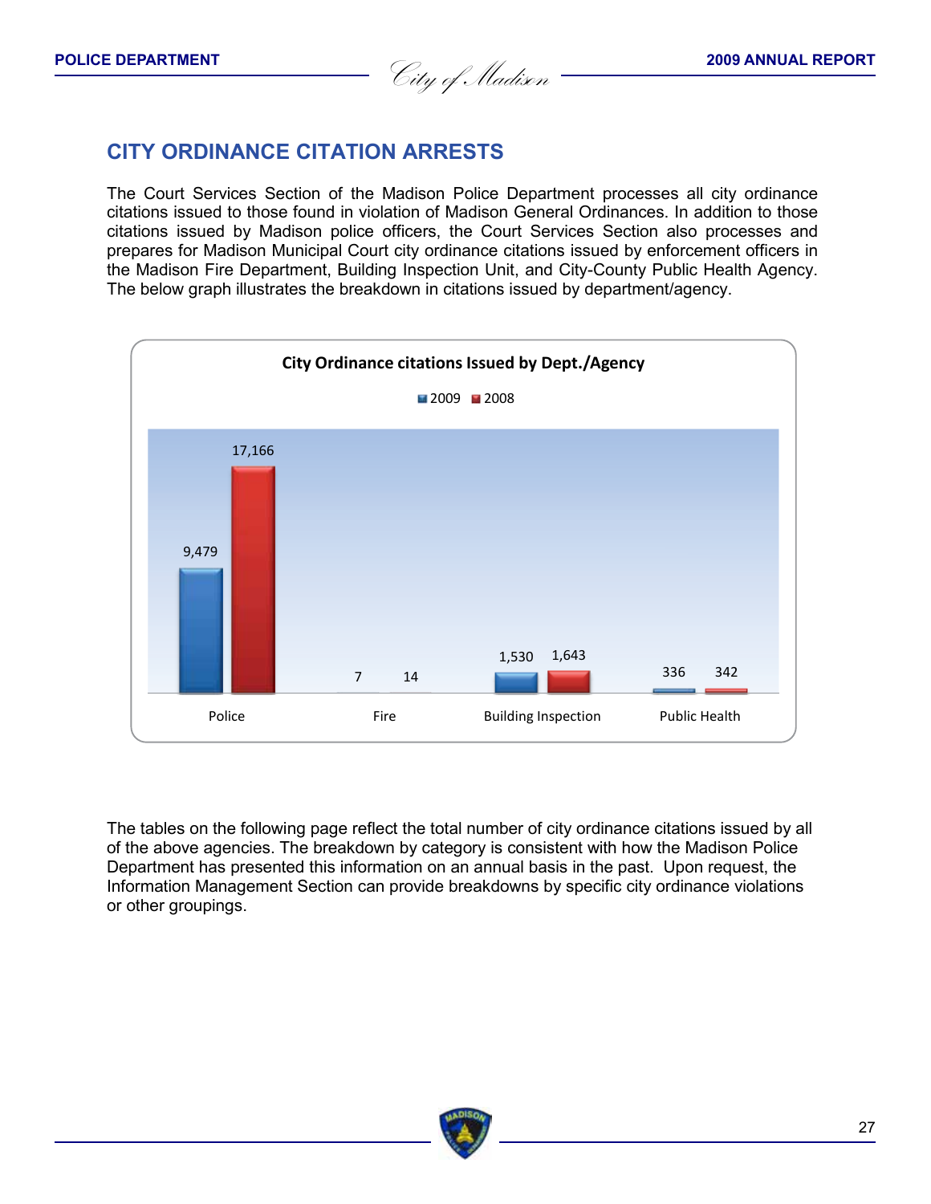## CITY ORDINANCE CITATION ARRESTS

The Court Services Section of the Madison Police Department processes all city ordinance citations issued to those found in violation of Madison General Ordinances. In addition to those citations issued by Madison police officers, the Court Services Section also processes and prepares for Madison Municipal Court city ordinance citations issued by enforcement officers in the Madison Fire Department, Building Inspection Unit, and City-County Public Health Agency. The below graph illustrates the breakdown in citations issued by department/agency.

**City Ordinance citations Issued by Dept./Agency**

| Dept./Agency | 2009 | 2008 |
|---|---|---|
| Police | 9,479 | 17,166 |
| Fire | 7 | 14 |
| Building Inspection | 1,530 | 1,643 |
| Public Health | 336 | 342 |

The tables on the following page reflect the total number of city ordinance citations issued by all of the above agencies. The breakdown by category is consistent with how the Madison Police Department has presented this information on an annual basis in the past. Upon request, the Information Management Section can provide breakdowns by specific city ordinance violations or other groupings.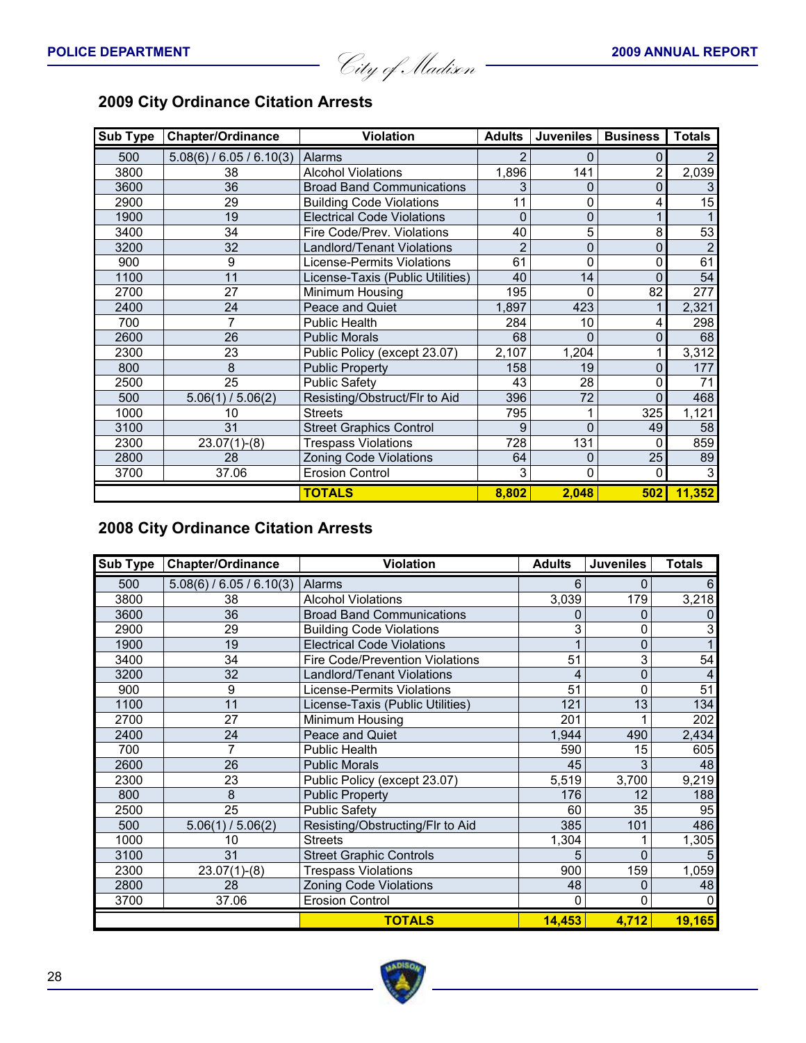## 2009 City Ordinance Citation Arrests

| Sub Type | Chapter/Ordinance | Violation | Adults | Juveniles | Business | Totals |
|---|---|---|---|---|---|---|
| 500 | 5.08(6) / 6.05 / 6.10(3) | Alarms | 2 | 0 | 0 | 2 |
| 3800 | 38 | Alcohol Violations | 1,896 | 141 | 2 | 2,039 |
| 3600 | 36 | Broad Band Communications | 3 | 0 | 0 | 3 |
| 2900 | 29 | Building Code Violations | 11 | 0 | 4 | 15 |
| 1900 | 19 | Electrical Code Violations | 0 | 0 | 1 | 1 |
| 3400 | 34 | Fire Code/Prev. Violations | 40 | 5 | 8 | 53 |
| 3200 | 32 | Landlord/Tenant Violations | 2 | 0 | 0 | 2 |
| 900 | 9 | License-Permits Violations | 61 | 0 | 0 | 61 |
| 1100 | 11 | License-Taxis (Public Utilities) | 40 | 14 | 0 | 54 |
| 2700 | 27 | Minimum Housing | 195 | 0 | 82 | 277 |
| 2400 | 24 | Peace and Quiet | 1,897 | 423 | 1 | 2,321 |
| 700 | 7 | Public Health | 284 | 10 | 4 | 298 |
| 2600 | 26 | Public Morals | 68 | 0 | 0 | 68 |
| 2300 | 23 | Public Policy (except 23.07) | 2,107 | 1,204 | 1 | 3,312 |
| 800 | 8 | Public Property | 158 | 19 | 0 | 177 |
| 2500 | 25 | Public Safety | 43 | 28 | 0 | 71 |
| 500 | 5.06(1) / 5.06(2) | Resisting/Obstruct/Flr to Aid | 396 | 72 | 0 | 468 |
| 1000 | 10 | Streets | 795 | 1 | 325 | 1,121 |
| 3100 | 31 | Street Graphics Control | 9 | 0 | 49 | 58 |
| 2300 | 23.07(1)-(8) | Trespass Violations | 728 | 131 | 0 | 859 |
| 2800 | 28 | Zoning Code Violations | 64 | 0 | 25 | 89 |
| 3700 | 37.06 | Erosion Control | 3 | 0 | 0 | 3 |
| | | **TOTALS** | **8,802** | **2,048** | **502** | **11,352** |

## 2008 City Ordinance Citation Arrests

| Sub Type | Chapter/Ordinance | Violation | Adults | Juveniles | Totals |
|---|---|---|---|---|---|
| 500 | 5.08(6) / 6.05 / 6.10(3) | Alarms | 6 | 0 | 6 |
| 3800 | 38 | Alcohol Violations | 3,039 | 179 | 3,218 |
| 3600 | 36 | Broad Band Communications | 0 | 0 | 0 |
| 2900 | 29 | Building Code Violations | 3 | 0 | 3 |
| 1900 | 19 | Electrical Code Violations | 1 | 0 | 1 |
| 3400 | 34 | Fire Code/Prevention Violations | 51 | 3 | 54 |
| 3200 | 32 | Landlord/Tenant Violations | 4 | 0 | 4 |
| 900 | 9 | License-Permits Violations | 51 | 0 | 51 |
| 1100 | 11 | License-Taxis (Public Utilities) | 121 | 13 | 134 |
| 2700 | 27 | Minimum Housing | 201 | 1 | 202 |
| 2400 | 24 | Peace and Quiet | 1,944 | 490 | 2,434 |
| 700 | 7 | Public Health | 590 | 15 | 605 |
| 2600 | 26 | Public Morals | 45 | 3 | 48 |
| 2300 | 23 | Public Policy (except 23.07) | 5,519 | 3,700 | 9,219 |
| 800 | 8 | Public Property | 176 | 12 | 188 |
| 2500 | 25 | Public Safety | 60 | 35 | 95 |
| 500 | 5.06(1) / 5.06(2) | Resisting/Obstructing/Flr to Aid | 385 | 101 | 486 |
| 1000 | 10 | Streets | 1,304 | 1 | 1,305 |
| 3100 | 31 | Street Graphic Controls | 5 | 0 | 5 |
| 2300 | 23.07(1)-(8) | Trespass Violations | 900 | 159 | 1,059 |
| 2800 | 28 | Zoning Code Violations | 48 | 0 | 48 |
| 3700 | 37.06 | Erosion Control | 0 | 0 | 0 |
| | | **TOTALS** | **14,453** | **4,712** | **19,165** |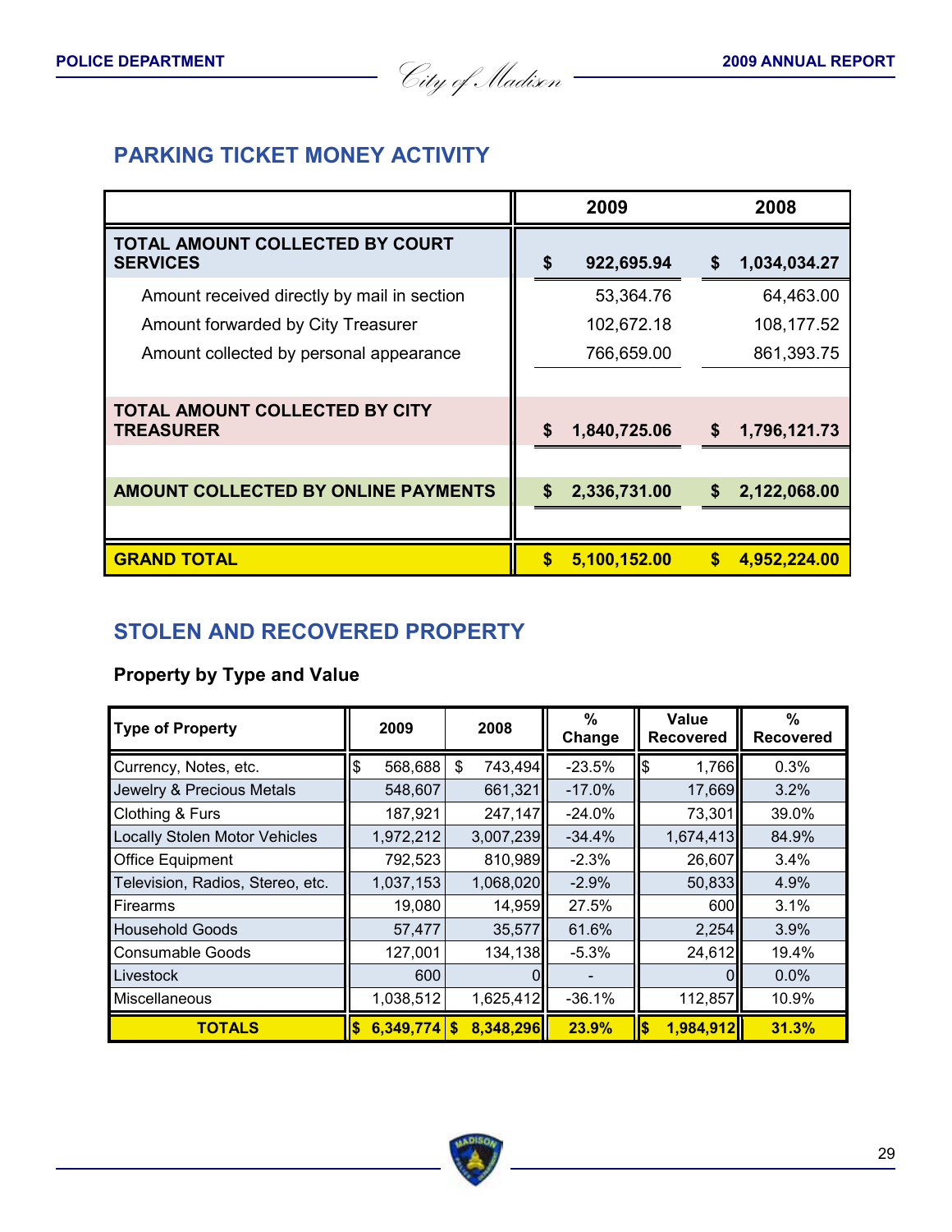## PARKING TICKET MONEY ACTIVITY

| | 2009 | 2008 |
|---|---|---|
| **TOTAL AMOUNT COLLECTED BY COURT SERVICES** | **$ 922,695.94** | **$ 1,034,034.27** |
| Amount received directly by mail in section | 53,364.76 | 64,463.00 |
| Amount forwarded by City Treasurer | 102,672.18 | 108,177.52 |
| Amount collected by personal appearance | 766,659.00 | 861,393.75 |
| **TOTAL AMOUNT COLLECTED BY CITY TREASURER** | **$ 1,840,725.06** | **$ 1,796,121.73** |
| **AMOUNT COLLECTED BY ONLINE PAYMENTS** | **$ 2,336,731.00** | **$ 2,122,068.00** |
| **GRAND TOTAL** | **$ 5,100,152.00** | **$ 4,952,224.00** |

## STOLEN AND RECOVERED PROPERTY

### Property by Type and Value

| Type of Property | 2009 | 2008 | % Change | Value Recovered | % Recovered |
|---|---|---|---|---|---|
| Currency, Notes, etc. | $ 568,688 | $ 743,494 | -23.5% | $ 1,766 | 0.3% |
| Jewelry & Precious Metals | 548,607 | 661,321 | -17.0% | 17,669 | 3.2% |
| Clothing & Furs | 187,921 | 247,147 | -24.0% | 73,301 | 39.0% |
| Locally Stolen Motor Vehicles | 1,972,212 | 3,007,239 | -34.4% | 1,674,413 | 84.9% |
| Office Equipment | 792,523 | 810,989 | -2.3% | 26,607 | 3.4% |
| Television, Radios, Stereo, etc. | 1,037,153 | 1,068,020 | -2.9% | 50,833 | 4.9% |
| Firearms | 19,080 | 14,959 | 27.5% | 600 | 3.1% |
| Household Goods | 57,477 | 35,577 | 61.6% | 2,254 | 3.9% |
| Consumable Goods | 127,001 | 134,138 | -5.3% | 24,612 | 19.4% |
| Livestock | 600 | 0 | - | 0 | 0.0% |
| Miscellaneous | 1,038,512 | 1,625,412 | -36.1% | 112,857 | 10.9% |
| **TOTALS** | **$ 6,349,774** | **$ 8,348,296** | **23.9%** | **$ 1,984,912** | **31.3%** |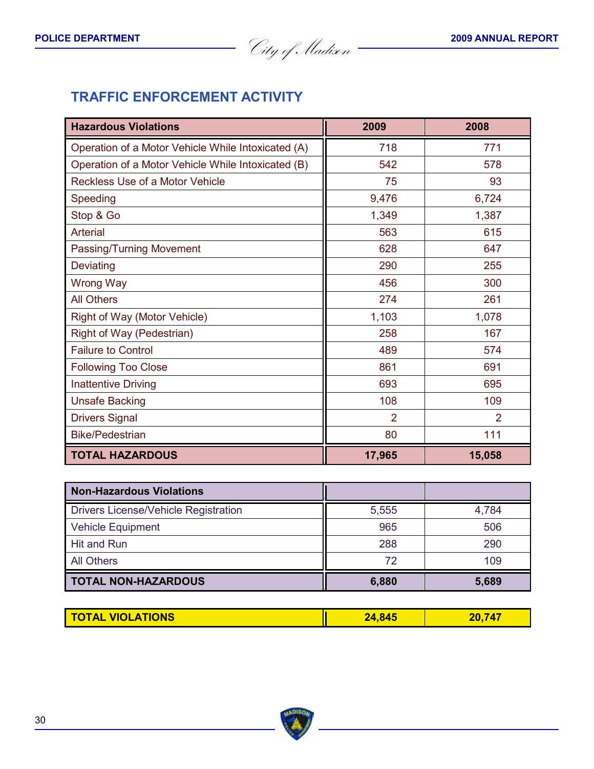## TRAFFIC ENFORCEMENT ACTIVITY

| Hazardous Violations | 2009 | 2008 |
|---|---|---|
| Operation of a Motor Vehicle While Intoxicated (A) | 718 | 771 |
| Operation of a Motor Vehicle While Intoxicated (B) | 542 | 578 |
| Reckless Use of a Motor Vehicle | 75 | 93 |
| Speeding | 9,476 | 6,724 |
| Stop & Go | 1,349 | 1,387 |
| Arterial | 563 | 615 |
| Passing/Turning Movement | 628 | 647 |
| Deviating | 290 | 255 |
| Wrong Way | 456 | 300 |
| All Others | 274 | 261 |
| Right of Way (Motor Vehicle) | 1,103 | 1,078 |
| Right of Way (Pedestrian) | 258 | 167 |
| Failure to Control | 489 | 574 |
| Following Too Close | 861 | 691 |
| Inattentive Driving | 693 | 695 |
| Unsafe Backing | 108 | 109 |
| Drivers Signal | 2 | 2 |
| Bike/Pedestrian | 80 | 111 |
| **TOTAL HAZARDOUS** | **17,965** | **15,058** |

| Non-Hazardous Violations | | |
|---|---|---|
| Drivers License/Vehicle Registration | 5,555 | 4,784 |
| Vehicle Equipment | 965 | 506 |
| Hit and Run | 288 | 290 |
| All Others | 72 | 109 |
| **TOTAL NON-HAZARDOUS** | **6,880** | **5,689** |

| **TOTAL VIOLATIONS** | **24,845** | **20,747** |
|---|---|---|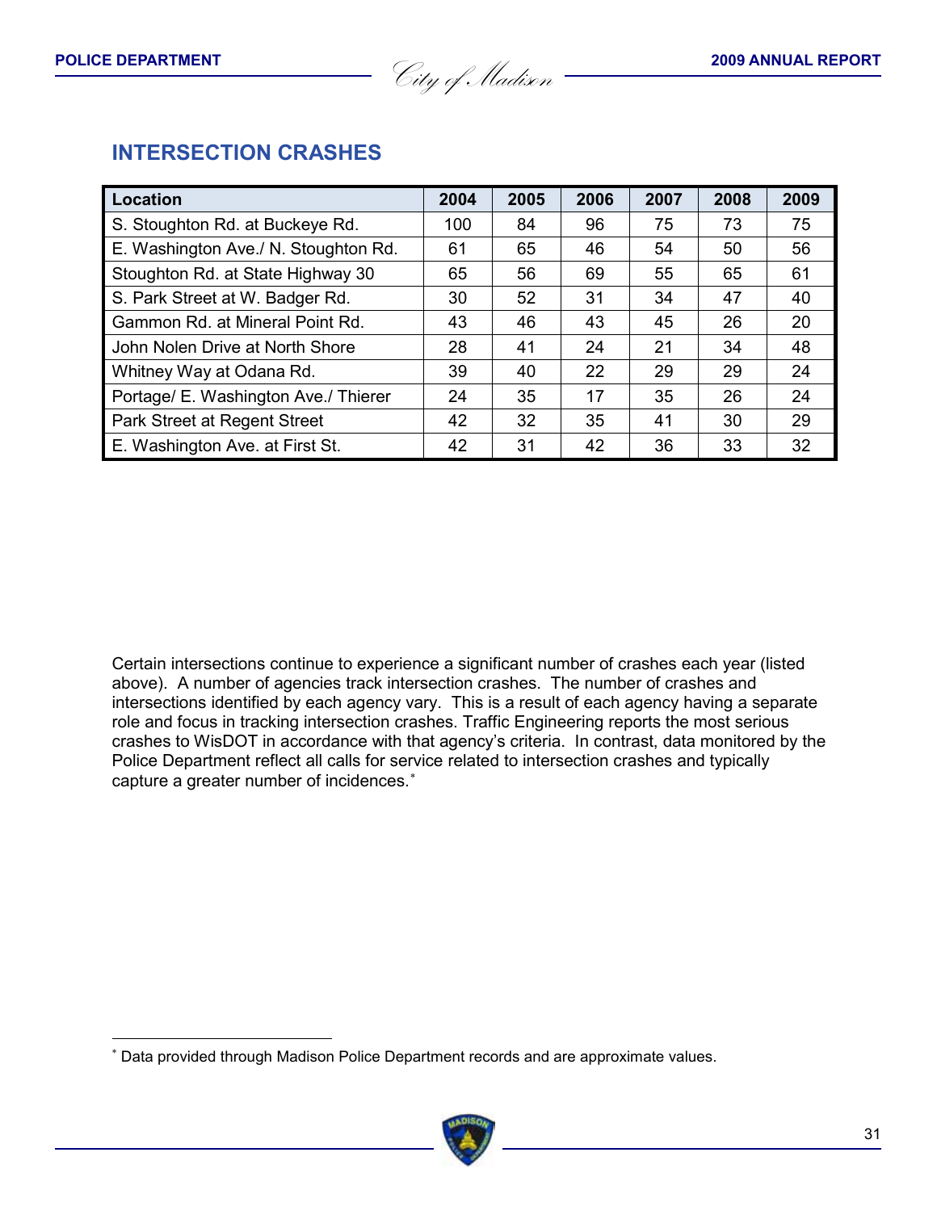## INTERSECTION CRASHES

| Location | 2004 | 2005 | 2006 | 2007 | 2008 | 2009 |
|---|---|---|---|---|---|---|
| S. Stoughton Rd. at Buckeye Rd. | 100 | 84 | 96 | 75 | 73 | 75 |
| E. Washington Ave./ N. Stoughton Rd. | 61 | 65 | 46 | 54 | 50 | 56 |
| Stoughton Rd. at State Highway 30 | 65 | 56 | 69 | 55 | 65 | 61 |
| S. Park Street at W. Badger Rd. | 30 | 52 | 31 | 34 | 47 | 40 |
| Gammon Rd. at Mineral Point Rd. | 43 | 46 | 43 | 45 | 26 | 20 |
| John Nolen Drive at North Shore | 28 | 41 | 24 | 21 | 34 | 48 |
| Whitney Way at Odana Rd. | 39 | 40 | 22 | 29 | 29 | 24 |
| Portage/ E. Washington Ave./ Thierer | 24 | 35 | 17 | 35 | 26 | 24 |
| Park Street at Regent Street | 42 | 32 | 35 | 41 | 30 | 29 |
| E. Washington Ave. at First St. | 42 | 31 | 42 | 36 | 33 | 32 |

Certain intersections continue to experience a significant number of crashes each year (listed above). A number of agencies track intersection crashes. The number of crashes and intersections identified by each agency vary. This is a result of each agency having a separate role and focus in tracking intersection crashes. Traffic Engineering reports the most serious crashes to WisDOT in accordance with that agency's criteria. In contrast, data monitored by the Police Department reflect all calls for service related to intersection crashes and typically capture a greater number of incidences.*

* Data provided through Madison Police Department records and are approximate values.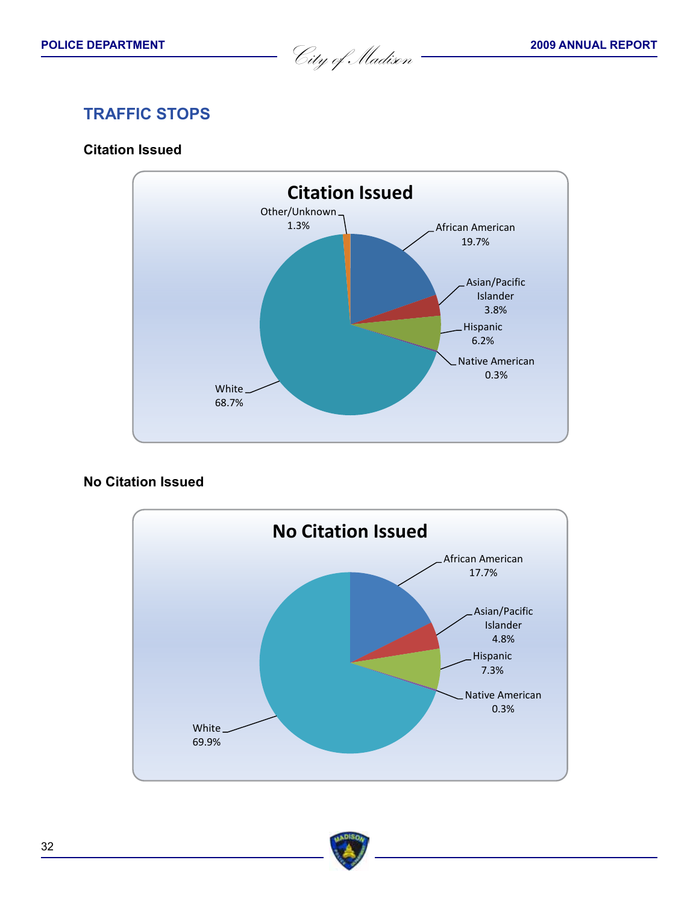## TRAFFIC STOPS

### Citation Issued

**Citation Issued**

| Category | Percentage |
|---|---|
| African American | 19.7% |
| Asian/Pacific Islander | 3.8% |
| Hispanic | 6.2% |
| Native American | 0.3% |
| White | 68.7% |
| Other/Unknown | 1.3% |

### No Citation Issued

**No Citation Issued**

| Category | Percentage |
|---|---|
| African American | 17.7% |
| Asian/Pacific Islander | 4.8% |
| Hispanic | 7.3% |
| Native American | 0.3% |
| White | 69.9% |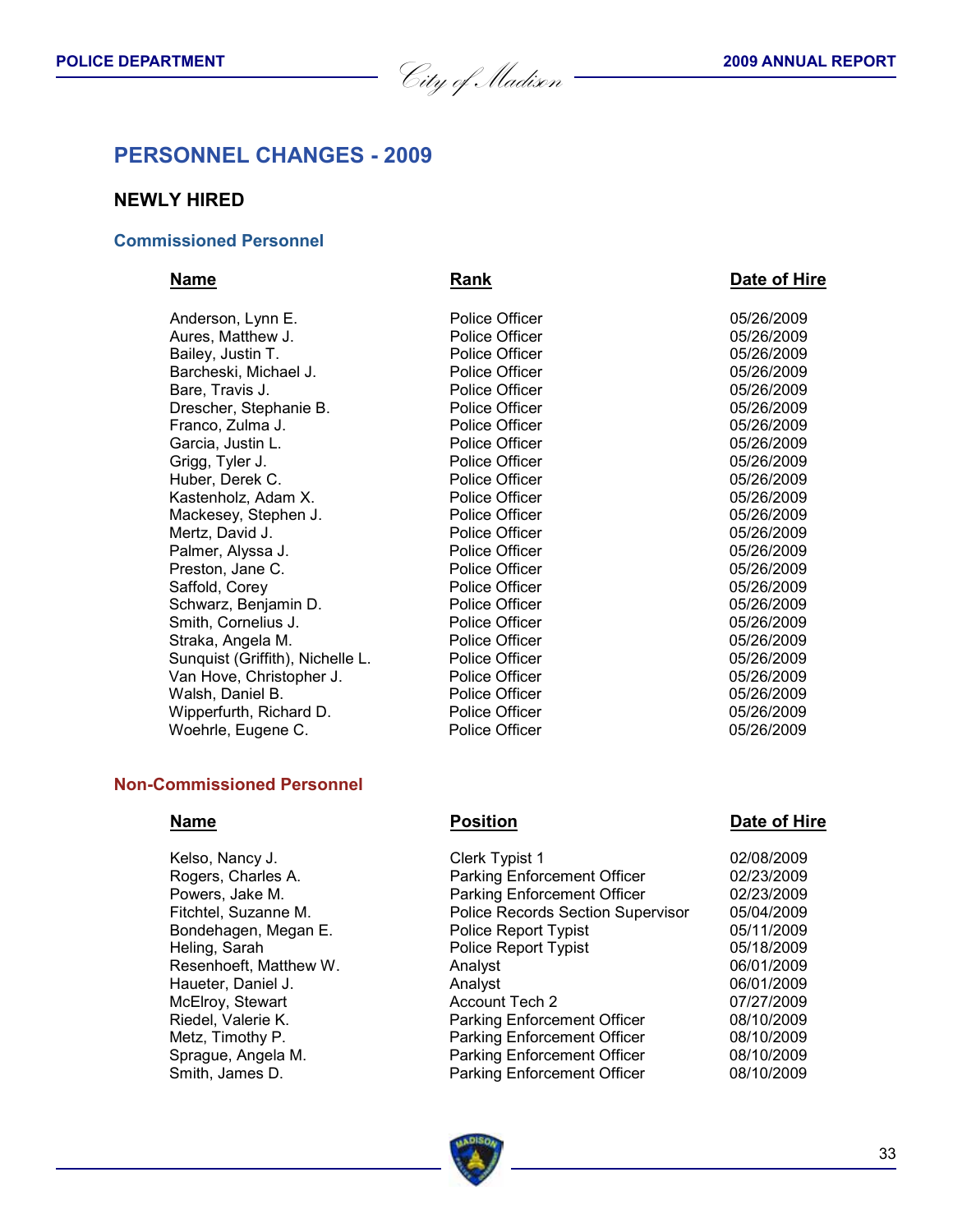# PERSONNEL CHANGES - 2009

## NEWLY HIRED

### Commissioned Personnel

| Name | Rank | Date of Hire |
|---|---|---|
| Anderson, Lynn E. | Police Officer | 05/26/2009 |
| Aures, Matthew J. | Police Officer | 05/26/2009 |
| Bailey, Justin T. | Police Officer | 05/26/2009 |
| Barcheski, Michael J. | Police Officer | 05/26/2009 |
| Bare, Travis J. | Police Officer | 05/26/2009 |
| Drescher, Stephanie B. | Police Officer | 05/26/2009 |
| Franco, Zulma J. | Police Officer | 05/26/2009 |
| Garcia, Justin L. | Police Officer | 05/26/2009 |
| Grigg, Tyler J. | Police Officer | 05/26/2009 |
| Huber, Derek C. | Police Officer | 05/26/2009 |
| Kastenholz, Adam X. | Police Officer | 05/26/2009 |
| Mackesey, Stephen J. | Police Officer | 05/26/2009 |
| Mertz, David J. | Police Officer | 05/26/2009 |
| Palmer, Alyssa J. | Police Officer | 05/26/2009 |
| Preston, Jane C. | Police Officer | 05/26/2009 |
| Saffold, Corey | Police Officer | 05/26/2009 |
| Schwarz, Benjamin D. | Police Officer | 05/26/2009 |
| Smith, Cornelius J. | Police Officer | 05/26/2009 |
| Straka, Angela M. | Police Officer | 05/26/2009 |
| Sunquist (Griffith), Nichelle L. | Police Officer | 05/26/2009 |
| Van Hove, Christopher J. | Police Officer | 05/26/2009 |
| Walsh, Daniel B. | Police Officer | 05/26/2009 |
| Wipperfurth, Richard D. | Police Officer | 05/26/2009 |
| Woehrle, Eugene C. | Police Officer | 05/26/2009 |

### Non-Commissioned Personnel

| Name | Position | Date of Hire |
|---|---|---|
| Kelso, Nancy J. | Clerk Typist 1 | 02/08/2009 |
| Rogers, Charles A. | Parking Enforcement Officer | 02/23/2009 |
| Powers, Jake M. | Parking Enforcement Officer | 02/23/2009 |
| Fitchtel, Suzanne M. | Police Records Section Supervisor | 05/04/2009 |
| Bondehagen, Megan E. | Police Report Typist | 05/11/2009 |
| Heling, Sarah | Police Report Typist | 05/18/2009 |
| Resenhoeft, Matthew W. | Analyst | 06/01/2009 |
| Haueter, Daniel J. | Analyst | 06/01/2009 |
| McElroy, Stewart | Account Tech 2 | 07/27/2009 |
| Riedel, Valerie K. | Parking Enforcement Officer | 08/10/2009 |
| Metz, Timothy P. | Parking Enforcement Officer | 08/10/2009 |
| Sprague, Angela M. | Parking Enforcement Officer | 08/10/2009 |
| Smith, James D. | Parking Enforcement Officer | 08/10/2009 |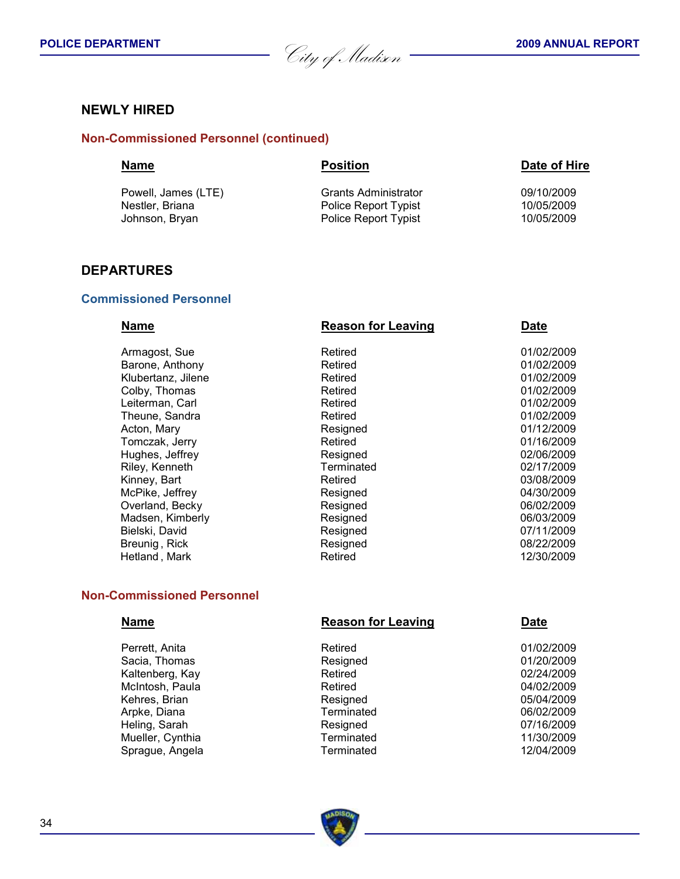## NEWLY HIRED

### Non-Commissioned Personnel (continued)

| Name | Position | Date of Hire |
|---|---|---|
| Powell, James (LTE) | Grants Administrator | 09/10/2009 |
| Nestler, Briana | Police Report Typist | 10/05/2009 |
| Johnson, Bryan | Police Report Typist | 10/05/2009 |

## DEPARTURES

### Commissioned Personnel

| Name | Reason for Leaving | Date |
|---|---|---|
| Armagost, Sue | Retired | 01/02/2009 |
| Barone, Anthony | Retired | 01/02/2009 |
| Klubertanz, Jilene | Retired | 01/02/2009 |
| Colby, Thomas | Retired | 01/02/2009 |
| Leiterman, Carl | Retired | 01/02/2009 |
| Theune, Sandra | Retired | 01/02/2009 |
| Acton, Mary | Resigned | 01/12/2009 |
| Tomczak, Jerry | Retired | 01/16/2009 |
| Hughes, Jeffrey | Resigned | 02/06/2009 |
| Riley, Kenneth | Terminated | 02/17/2009 |
| Kinney, Bart | Retired | 03/08/2009 |
| McPike, Jeffrey | Resigned | 04/30/2009 |
| Overland, Becky | Resigned | 06/02/2009 |
| Madsen, Kimberly | Resigned | 06/03/2009 |
| Bielski, David | Resigned | 07/11/2009 |
| Breunig , Rick | Resigned | 08/22/2009 |
| Hetland , Mark | Retired | 12/30/2009 |

### Non-Commissioned Personnel

| Name | Reason for Leaving | Date |
|---|---|---|
| Perrett, Anita | Retired | 01/02/2009 |
| Sacia, Thomas | Resigned | 01/20/2009 |
| Kaltenberg, Kay | Retired | 02/24/2009 |
| McIntosh, Paula | Retired | 04/02/2009 |
| Kehres, Brian | Resigned | 05/04/2009 |
| Arpke, Diana | Terminated | 06/02/2009 |
| Heling, Sarah | Resigned | 07/16/2009 |
| Mueller, Cynthia | Terminated | 11/30/2009 |
| Sprague, Angela | Terminated | 12/04/2009 |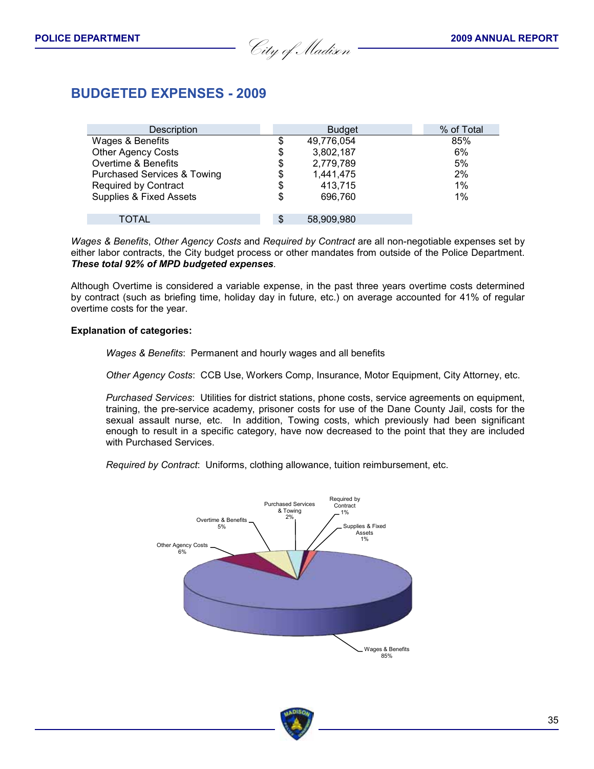## BUDGETED EXPENSES - 2009

| Description | Budget | % of Total |
|---|---|---|
| Wages & Benefits | $ 49,776,054 | 85% |
| Other Agency Costs | $ 3,802,187 | 6% |
| Overtime & Benefits | $ 2,779,789 | 5% |
| Purchased Services & Towing | $ 1,441,475 | 2% |
| Required by Contract | $ 413,715 | 1% |
| Supplies & Fixed Assets | $ 696,760 | 1% |
| TOTAL | $ 58,909,980 | |

*Wages & Benefits*, *Other Agency Costs* and *Required by Contract* are all non-negotiable expenses set by either labor contracts, the City budget process or other mandates from outside of the Police Department. ***These total 92% of MPD budgeted expenses***.

Although Overtime is considered a variable expense, in the past three years overtime costs determined by contract (such as briefing time, holiday day in future, etc.) on average accounted for 41% of regular overtime costs for the year.

**Explanation of categories:**

*Wages & Benefits*: Permanent and hourly wages and all benefits

*Other Agency Costs*: CCB Use, Workers Comp, Insurance, Motor Equipment, City Attorney, etc.

*Purchased Services*: Utilities for district stations, phone costs, service agreements on equipment, training, the pre-service academy, prisoner costs for use of the Dane County Jail, costs for the sexual assault nurse, etc. In addition, Towing costs, which previously had been significant enough to result in a specific category, have now decreased to the point that they are included with Purchased Services.

*Required by Contract*: Uniforms, clothing allowance, tuition reimbursement, etc.

Purchased Services & Towing 2%
Required by Contract 1%
Overtime & Benefits 5%
Supplies & Fixed Assets 1%
Other Agency Costs 6%
Wages & Benefits 85%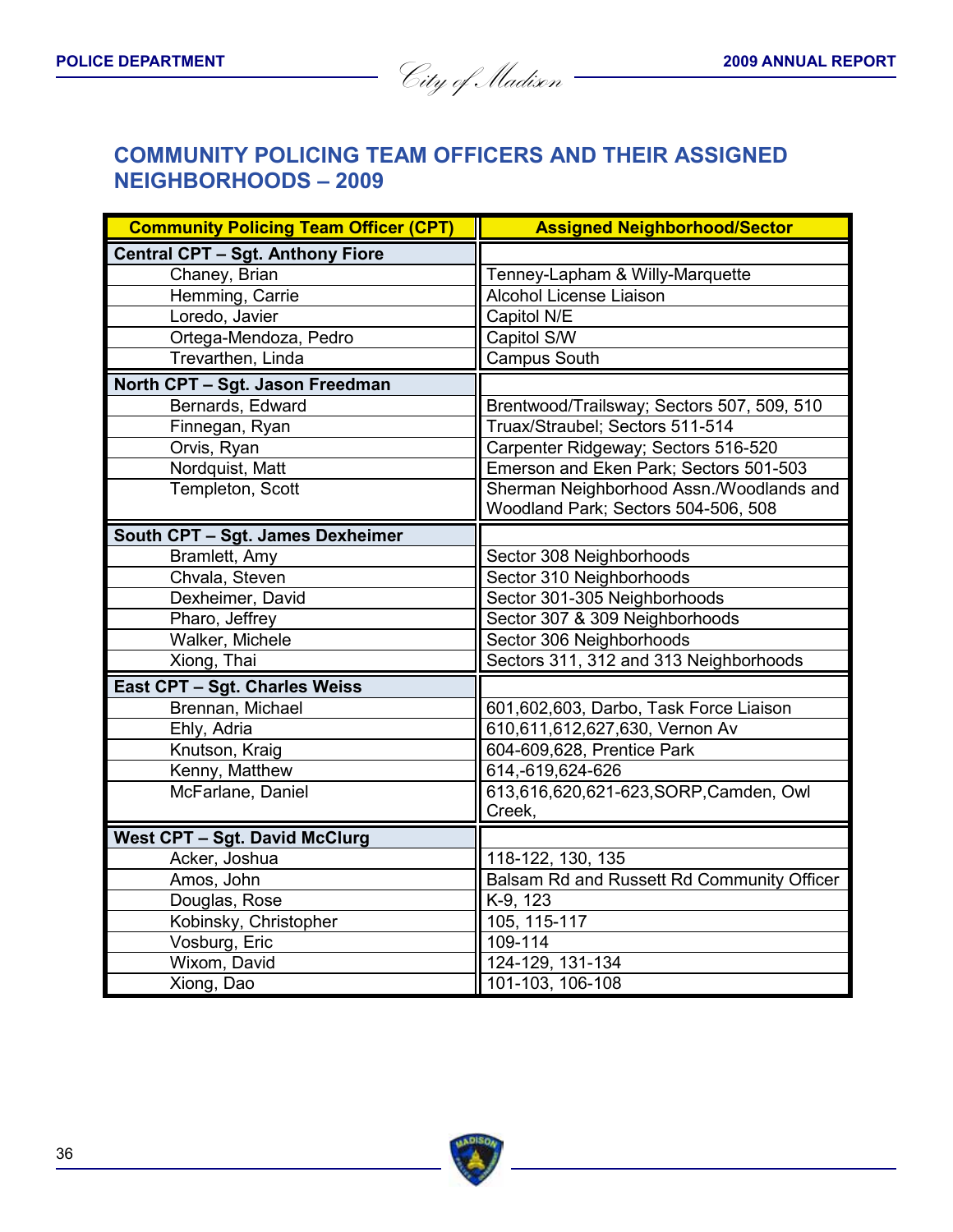## COMMUNITY POLICING TEAM OFFICERS AND THEIR ASSIGNED NEIGHBORHOODS – 2009

| Community Policing Team Officer (CPT) | Assigned Neighborhood/Sector |
|---|---|
| **Central CPT – Sgt. Anthony Fiore** | |
| Chaney, Brian | Tenney-Lapham & Willy-Marquette |
| Hemming, Carrie | Alcohol License Liaison |
| Loredo, Javier | Capitol N/E |
| Ortega-Mendoza, Pedro | Capitol S/W |
| Trevarthen, Linda | Campus South |
| **North CPT – Sgt. Jason Freedman** | |
| Bernards, Edward | Brentwood/Trailsway; Sectors 507, 509, 510 |
| Finnegan, Ryan | Truax/Straubel; Sectors 511-514 |
| Orvis, Ryan | Carpenter Ridgeway; Sectors 516-520 |
| Nordquist, Matt | Emerson and Eken Park; Sectors 501-503 |
| Templeton, Scott | Sherman Neighborhood Assn./Woodlands and Woodland Park; Sectors 504-506, 508 |
| **South CPT – Sgt. James Dexheimer** | |
| Bramlett, Amy | Sector 308 Neighborhoods |
| Chvala, Steven | Sector 310 Neighborhoods |
| Dexheimer, David | Sector 301-305 Neighborhoods |
| Pharo, Jeffrey | Sector 307 & 309 Neighborhoods |
| Walker, Michele | Sector 306 Neighborhoods |
| Xiong, Thai | Sectors 311, 312 and 313 Neighborhoods |
| **East CPT – Sgt. Charles Weiss** | |
| Brennan, Michael | 601,602,603, Darbo, Task Force Liaison |
| Ehly, Adria | 610,611,612,627,630, Vernon Av |
| Knutson, Kraig | 604-609,628, Prentice Park |
| Kenny, Matthew | 614,-619,624-626 |
| McFarlane, Daniel | 613,616,620,621-623,SORP,Camden, Owl Creek, |
| **West CPT – Sgt. David McClurg** | |
| Acker, Joshua | 118-122, 130, 135 |
| Amos, John | Balsam Rd and Russett Rd Community Officer |
| Douglas, Rose | K-9, 123 |
| Kobinsky, Christopher | 105, 115-117 |
| Vosburg, Eric | 109-114 |
| Wixom, David | 124-129, 131-134 |
| Xiong, Dao | 101-103, 106-108 |